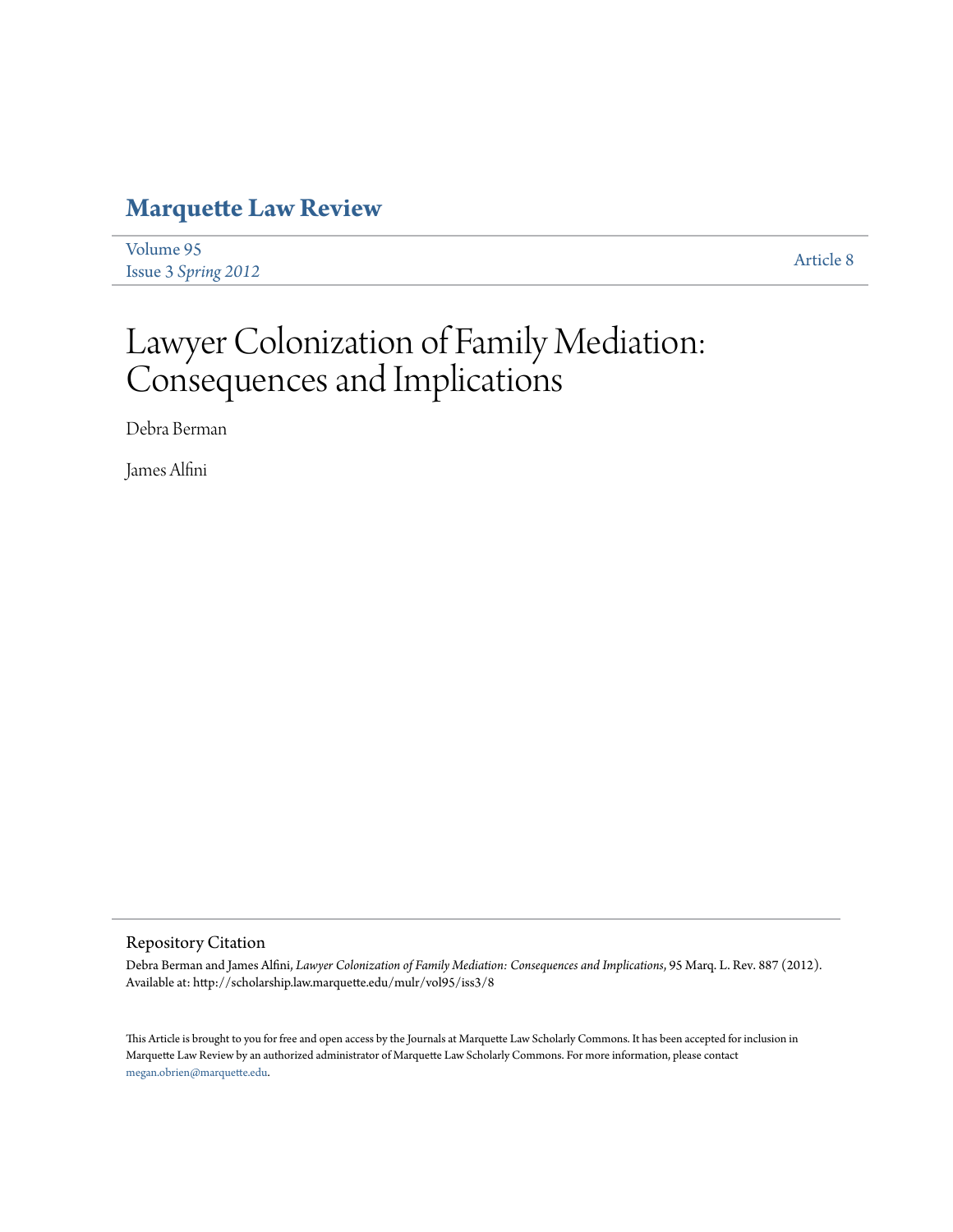# Marquette Law Review

Volume 95
Issue 3 *Spring 2012*

Article 8

# Lawyer Colonization of Family Mediation: Consequences and Implications

Debra Berman

James Alfini

## Repository Citation

Debra Berman and James Alfini, *Lawyer Colonization of Family Mediation: Consequences and Implications*, 95 Marq. L. Rev. 887 (2012).
Available at: http://scholarship.law.marquette.edu/mulr/vol95/iss3/8

This Article is brought to you for free and open access by the Journals at Marquette Law Scholarly Commons. It has been accepted for inclusion in Marquette Law Review by an authorized administrator of Marquette Law Scholarly Commons. For more information, please contact megan.obrien@marquette.edu.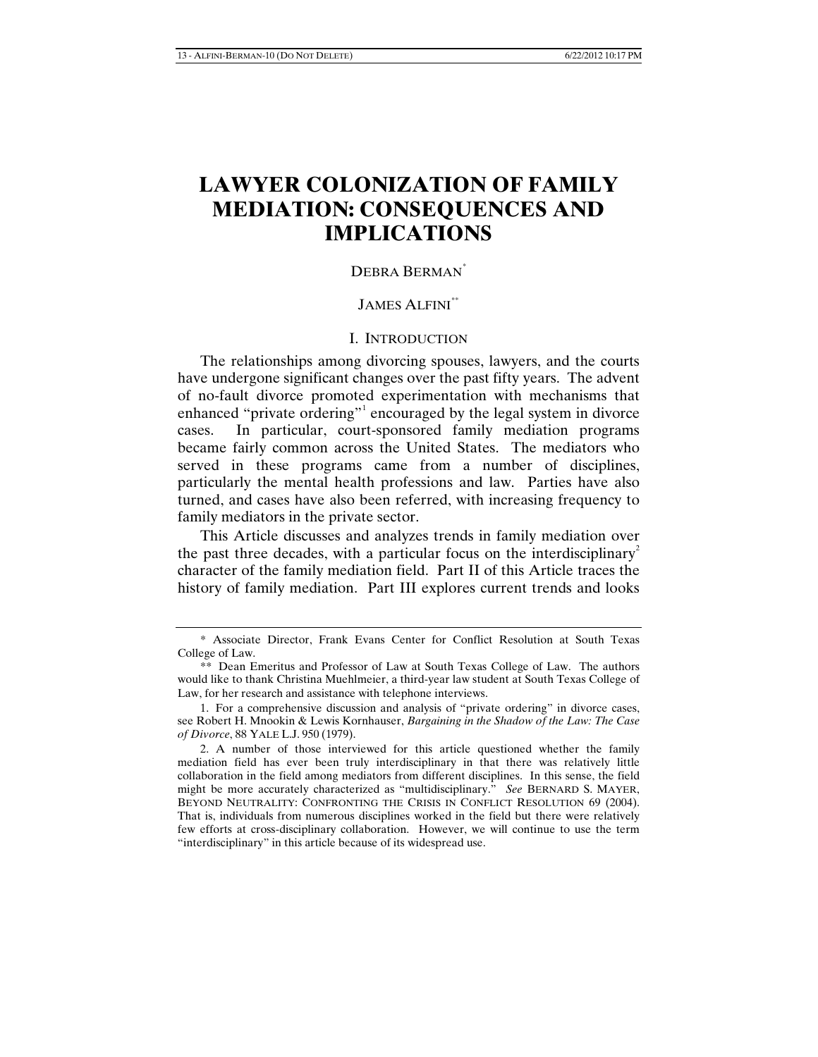# LAWYER COLONIZATION OF FAMILY MEDIATION: CONSEQUENCES AND IMPLICATIONS

DEBRA BERMAN[*]

JAMES ALFINI[**]

## I. INTRODUCTION

The relationships among divorcing spouses, lawyers, and the courts have undergone significant changes over the past fifty years. The advent of no-fault divorce promoted experimentation with mechanisms that enhanced "private ordering"[1] encouraged by the legal system in divorce cases. In particular, court-sponsored family mediation programs became fairly common across the United States. The mediators who served in these programs came from a number of disciplines, particularly the mental health professions and law. Parties have also turned, and cases have also been referred, with increasing frequency to family mediators in the private sector.

This Article discusses and analyzes trends in family mediation over the past three decades, with a particular focus on the interdisciplinary[2] character of the family mediation field. Part II of this Article traces the history of family mediation. Part III explores current trends and looks

---

\* Associate Director, Frank Evans Center for Conflict Resolution at South Texas College of Law.

\*\* Dean Emeritus and Professor of Law at South Texas College of Law. The authors would like to thank Christina Muehlmeier, a third-year law student at South Texas College of Law, for her research and assistance with telephone interviews.

1. For a comprehensive discussion and analysis of "private ordering" in divorce cases, see Robert H. Mnookin & Lewis Kornhauser, *Bargaining in the Shadow of the Law: The Case of Divorce*, 88 YALE L.J. 950 (1979).

2. A number of those interviewed for this article questioned whether the family mediation field has ever been truly interdisciplinary in that there was relatively little collaboration in the field among mediators from different disciplines. In this sense, the field might be more accurately characterized as "multidisciplinary." *See* BERNARD S. MAYER, BEYOND NEUTRALITY: CONFRONTING THE CRISIS IN CONFLICT RESOLUTION 69 (2004). That is, individuals from numerous disciplines worked in the field but there were relatively few efforts at cross-disciplinary collaboration. However, we will continue to use the term "interdisciplinary" in this article because of its widespread use.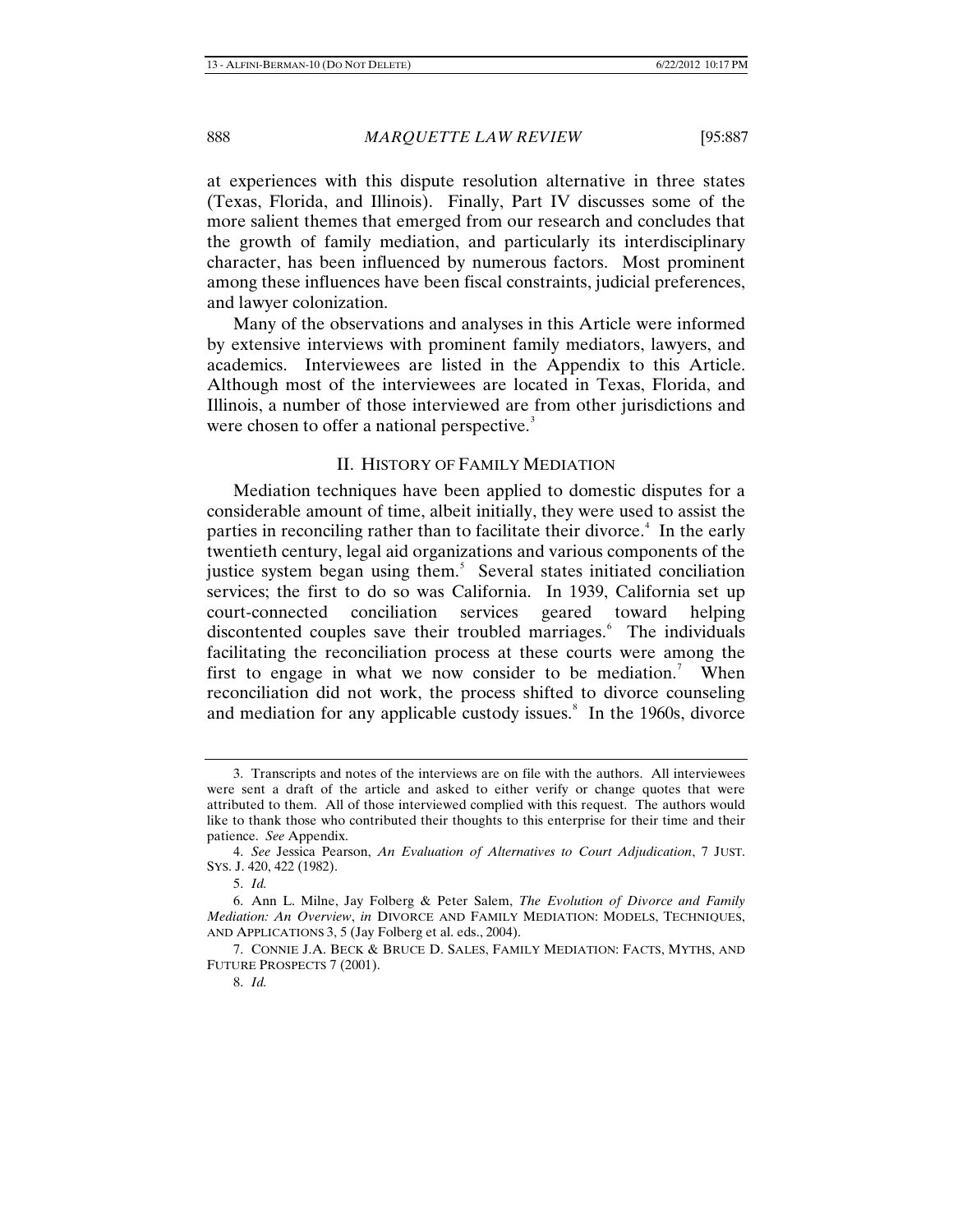at experiences with this dispute resolution alternative in three states (Texas, Florida, and Illinois). Finally, Part IV discusses some of the more salient themes that emerged from our research and concludes that the growth of family mediation, and particularly its interdisciplinary character, has been influenced by numerous factors. Most prominent among these influences have been fiscal constraints, judicial preferences, and lawyer colonization.

Many of the observations and analyses in this Article were informed by extensive interviews with prominent family mediators, lawyers, and academics. Interviewees are listed in the Appendix to this Article. Although most of the interviewees are located in Texas, Florida, and Illinois, a number of those interviewed are from other jurisdictions and were chosen to offer a national perspective.[3]

## II. HISTORY OF FAMILY MEDIATION

Mediation techniques have been applied to domestic disputes for a considerable amount of time, albeit initially, they were used to assist the parties in reconciling rather than to facilitate their divorce.[4] In the early twentieth century, legal aid organizations and various components of the justice system began using them.[5] Several states initiated conciliation services; the first to do so was California. In 1939, California set up court-connected conciliation services geared toward helping discontented couples save their troubled marriages.[6] The individuals facilitating the reconciliation process at these courts were among the first to engage in what we now consider to be mediation.[7] When reconciliation did not work, the process shifted to divorce counseling and mediation for any applicable custody issues.[8] In the 1960s, divorce

---

3. Transcripts and notes of the interviews are on file with the authors. All interviewees were sent a draft of the article and asked to either verify or change quotes that were attributed to them. All of those interviewed complied with this request. The authors would like to thank those who contributed their thoughts to this enterprise for their time and their patience. *See* Appendix.

4. *See* Jessica Pearson, *An Evaluation of Alternatives to Court Adjudication*, 7 JUST. SYS. J. 420, 422 (1982).

5. *Id.*

6. Ann L. Milne, Jay Folberg & Peter Salem, *The Evolution of Divorce and Family Mediation: An Overview*, *in* DIVORCE AND FAMILY MEDIATION: MODELS, TECHNIQUES, AND APPLICATIONS 3, 5 (Jay Folberg et al. eds., 2004).

7. CONNIE J.A. BECK & BRUCE D. SALES, FAMILY MEDIATION: FACTS, MYTHS, AND FUTURE PROSPECTS 7 (2001).

8. *Id.*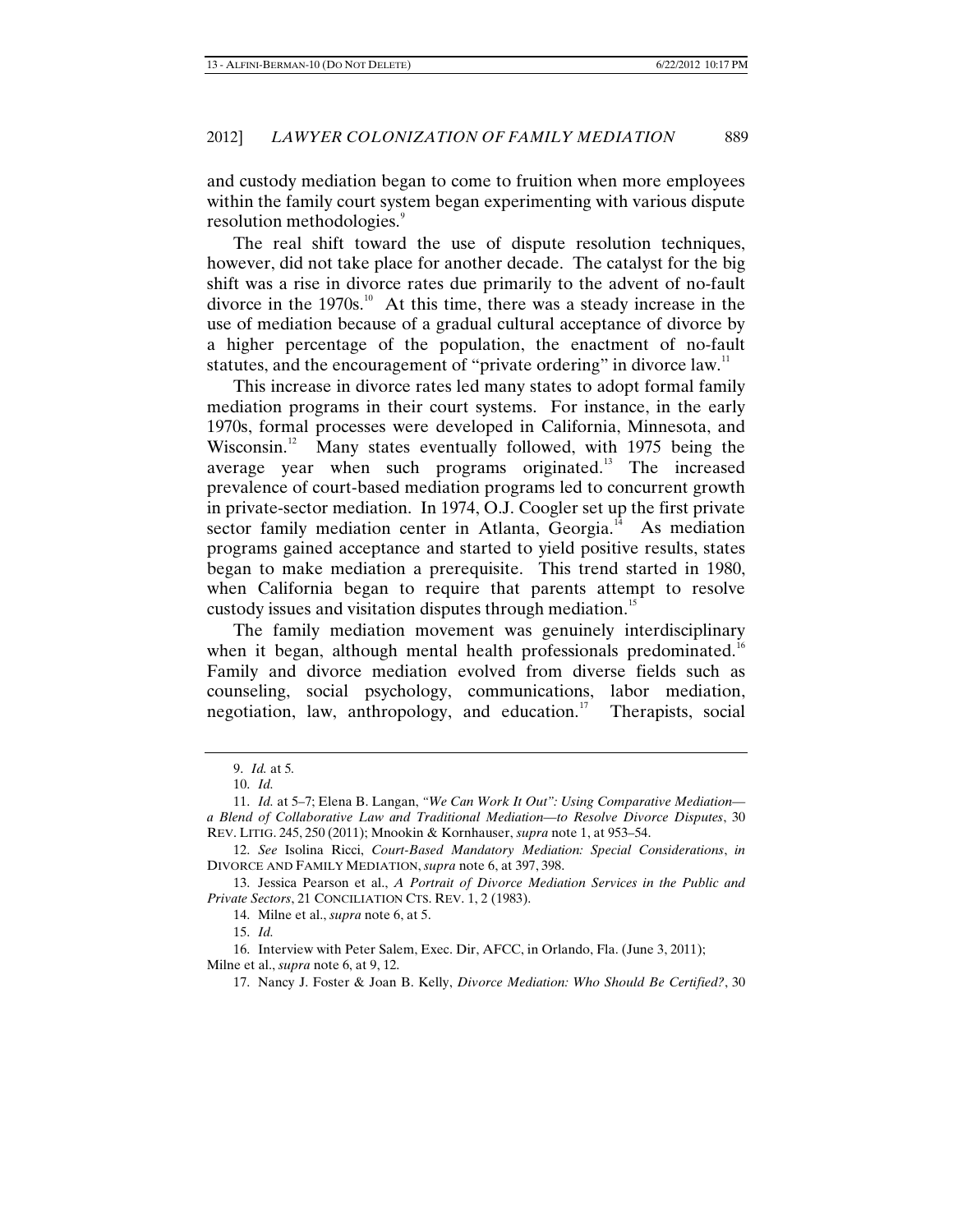and custody mediation began to come to fruition when more employees within the family court system began experimenting with various dispute resolution methodologies.[9]

The real shift toward the use of dispute resolution techniques, however, did not take place for another decade. The catalyst for the big shift was a rise in divorce rates due primarily to the advent of no-fault divorce in the 1970s.[10] At this time, there was a steady increase in the use of mediation because of a gradual cultural acceptance of divorce by a higher percentage of the population, the enactment of no-fault statutes, and the encouragement of "private ordering" in divorce law.[11]

This increase in divorce rates led many states to adopt formal family mediation programs in their court systems. For instance, in the early 1970s, formal processes were developed in California, Minnesota, and Wisconsin.[12] Many states eventually followed, with 1975 being the average year when such programs originated.[13] The increased prevalence of court-based mediation programs led to concurrent growth in private-sector mediation. In 1974, O.J. Coogler set up the first private sector family mediation center in Atlanta, Georgia.[14] As mediation programs gained acceptance and started to yield positive results, states began to make mediation a prerequisite. This trend started in 1980, when California began to require that parents attempt to resolve custody issues and visitation disputes through mediation.[15]

The family mediation movement was genuinely interdisciplinary when it began, although mental health professionals predominated.[16] Family and divorce mediation evolved from diverse fields such as counseling, social psychology, communications, labor mediation, negotiation, law, anthropology, and education.[17] Therapists, social

---

9. *Id.* at 5.

10. *Id.*

11. *Id.* at 5–7; Elena B. Langan, *"We Can Work It Out": Using Comparative Mediation—a Blend of Collaborative Law and Traditional Mediation—to Resolve Divorce Disputes*, 30 REV. LITIG. 245, 250 (2011); Mnookin & Kornhauser, *supra* note 1, at 953–54.

12. *See* Isolina Ricci, *Court-Based Mandatory Mediation: Special Considerations*, *in* DIVORCE AND FAMILY MEDIATION, *supra* note 6, at 397, 398.

13. Jessica Pearson et al., *A Portrait of Divorce Mediation Services in the Public and Private Sectors*, 21 CONCILIATION CTS. REV. 1, 2 (1983).

14. Milne et al., *supra* note 6, at 5.

15. *Id.*

16. Interview with Peter Salem, Exec. Dir, AFCC, in Orlando, Fla. (June 3, 2011); Milne et al., *supra* note 6, at 9, 12.

17. Nancy J. Foster & Joan B. Kelly, *Divorce Mediation: Who Should Be Certified?*, 30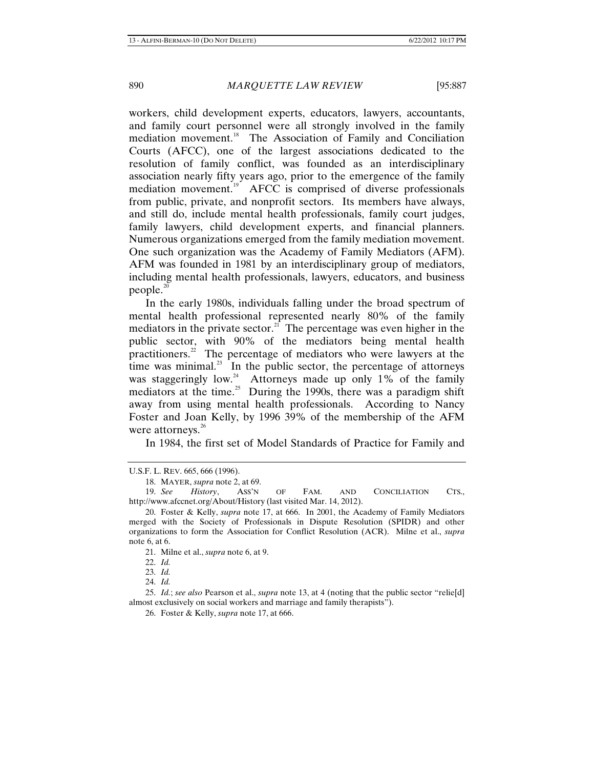workers, child development experts, educators, lawyers, accountants, and family court personnel were all strongly involved in the family mediation movement.[18] The Association of Family and Conciliation Courts (AFCC), one of the largest associations dedicated to the resolution of family conflict, was founded as an interdisciplinary association nearly fifty years ago, prior to the emergence of the family mediation movement.[19] AFCC is comprised of diverse professionals from public, private, and nonprofit sectors. Its members have always, and still do, include mental health professionals, family court judges, family lawyers, child development experts, and financial planners. Numerous organizations emerged from the family mediation movement. One such organization was the Academy of Family Mediators (AFM). AFM was founded in 1981 by an interdisciplinary group of mediators, including mental health professionals, lawyers, educators, and business people.[20]

In the early 1980s, individuals falling under the broad spectrum of mental health professional represented nearly 80% of the family mediators in the private sector.[21] The percentage was even higher in the public sector, with 90% of the mediators being mental health practitioners.[22] The percentage of mediators who were lawyers at the time was minimal.[23] In the public sector, the percentage of attorneys was staggeringly low.[24] Attorneys made up only 1% of the family mediators at the time.[25] During the 1990s, there was a paradigm shift away from using mental health professionals. According to Nancy Foster and Joan Kelly, by 1996 39% of the membership of the AFM were attorneys.[26]

In 1984, the first set of Model Standards of Practice for Family and

---

U.S.F. L. REV. 665, 666 (1996).

18. MAYER, *supra* note 2, at 69.

19. *See History*, ASS'N OF FAM. AND CONCILIATION CTS., http://www.afccnet.org/About/History (last visited Mar. 14, 2012).

20. Foster & Kelly, *supra* note 17, at 666. In 2001, the Academy of Family Mediators merged with the Society of Professionals in Dispute Resolution (SPIDR) and other organizations to form the Association for Conflict Resolution (ACR). Milne et al., *supra* note 6, at 6.

21. Milne et al., *supra* note 6, at 9.

22. *Id.*

23. *Id.*

24. *Id.*

25. *Id.*; *see also* Pearson et al., *supra* note 13, at 4 (noting that the public sector "relie[d] almost exclusively on social workers and marriage and family therapists").

26. Foster & Kelly, *supra* note 17, at 666.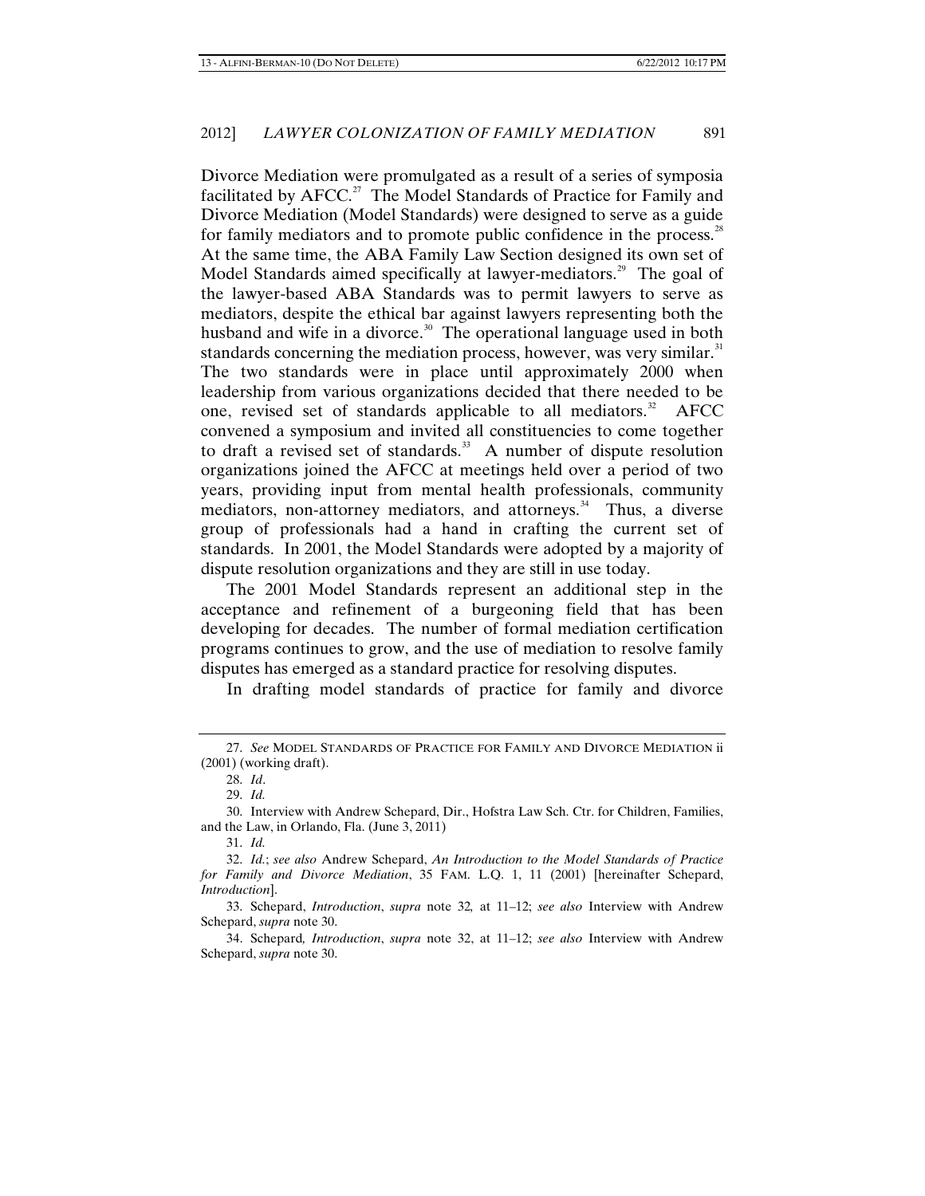Divorce Mediation were promulgated as a result of a series of symposia facilitated by AFCC.[27] The Model Standards of Practice for Family and Divorce Mediation (Model Standards) were designed to serve as a guide for family mediators and to promote public confidence in the process.[28] At the same time, the ABA Family Law Section designed its own set of Model Standards aimed specifically at lawyer-mediators.[29] The goal of the lawyer-based ABA Standards was to permit lawyers to serve as mediators, despite the ethical bar against lawyers representing both the husband and wife in a divorce.[30] The operational language used in both standards concerning the mediation process, however, was very similar.[31] The two standards were in place until approximately 2000 when leadership from various organizations decided that there needed to be one, revised set of standards applicable to all mediators.[32] AFCC convened a symposium and invited all constituencies to come together to draft a revised set of standards.[33] A number of dispute resolution organizations joined the AFCC at meetings held over a period of two years, providing input from mental health professionals, community mediators, non-attorney mediators, and attorneys.[34] Thus, a diverse group of professionals had a hand in crafting the current set of standards. In 2001, the Model Standards were adopted by a majority of dispute resolution organizations and they are still in use today.

The 2001 Model Standards represent an additional step in the acceptance and refinement of a burgeoning field that has been developing for decades. The number of formal mediation certification programs continues to grow, and the use of mediation to resolve family disputes has emerged as a standard practice for resolving disputes.

In drafting model standards of practice for family and divorce

---

27. *See* MODEL STANDARDS OF PRACTICE FOR FAMILY AND DIVORCE MEDIATION ii (2001) (working draft).

28. *Id*.

29. *Id.*

30. Interview with Andrew Schepard, Dir., Hofstra Law Sch. Ctr. for Children, Families, and the Law, in Orlando, Fla. (June 3, 2011)

31. *Id.*

32. *Id.*; *see also* Andrew Schepard, *An Introduction to the Model Standards of Practice for Family and Divorce Mediation*, 35 FAM. L.Q. 1, 11 (2001) [hereinafter Schepard, *Introduction*].

33. Schepard, *Introduction*, *supra* note 32, at 11–12; *see also* Interview with Andrew Schepard, *supra* note 30.

34. Schepard, *Introduction*, *supra* note 32, at 11–12; *see also* Interview with Andrew Schepard, *supra* note 30.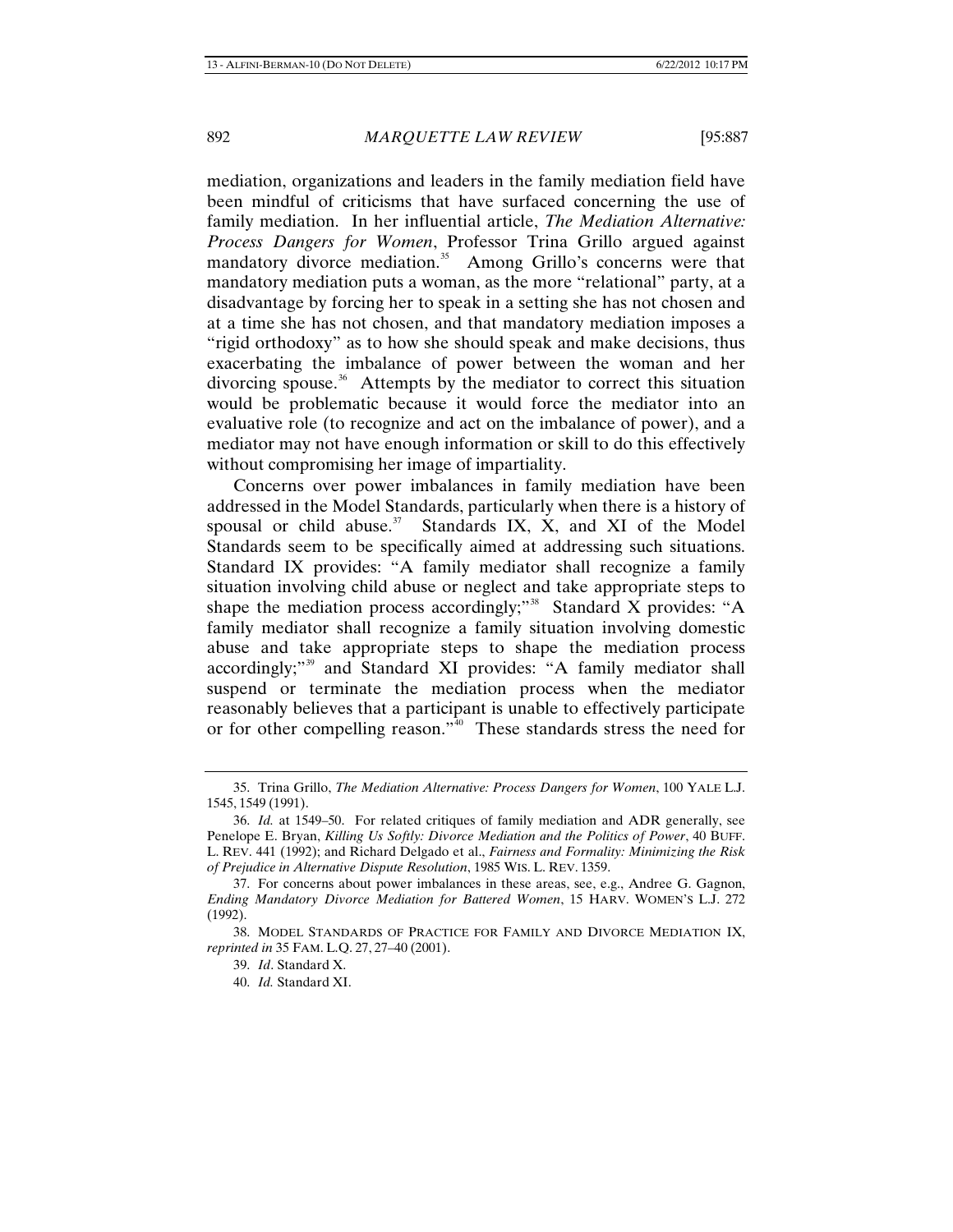mediation, organizations and leaders in the family mediation field have been mindful of criticisms that have surfaced concerning the use of family mediation. In her influential article, *The Mediation Alternative: Process Dangers for Women*, Professor Trina Grillo argued against mandatory divorce mediation.[35] Among Grillo's concerns were that mandatory mediation puts a woman, as the more "relational" party, at a disadvantage by forcing her to speak in a setting she has not chosen and at a time she has not chosen, and that mandatory mediation imposes a "rigid orthodoxy" as to how she should speak and make decisions, thus exacerbating the imbalance of power between the woman and her divorcing spouse.[36] Attempts by the mediator to correct this situation would be problematic because it would force the mediator into an evaluative role (to recognize and act on the imbalance of power), and a mediator may not have enough information or skill to do this effectively without compromising her image of impartiality.

Concerns over power imbalances in family mediation have been addressed in the Model Standards, particularly when there is a history of spousal or child abuse.[37] Standards IX, X, and XI of the Model Standards seem to be specifically aimed at addressing such situations. Standard IX provides: "A family mediator shall recognize a family situation involving child abuse or neglect and take appropriate steps to shape the mediation process accordingly;"[38] Standard X provides: "A family mediator shall recognize a family situation involving domestic abuse and take appropriate steps to shape the mediation process accordingly;"[39] and Standard XI provides: "A family mediator shall suspend or terminate the mediation process when the mediator reasonably believes that a participant is unable to effectively participate or for other compelling reason."[40] These standards stress the need for

---

35. Trina Grillo, *The Mediation Alternative: Process Dangers for Women*, 100 YALE L.J. 1545, 1549 (1991).

36. *Id.* at 1549–50. For related critiques of family mediation and ADR generally, see Penelope E. Bryan, *Killing Us Softly: Divorce Mediation and the Politics of Power*, 40 BUFF. L. REV. 441 (1992); and Richard Delgado et al., *Fairness and Formality: Minimizing the Risk of Prejudice in Alternative Dispute Resolution*, 1985 WIS. L. REV. 1359.

37. For concerns about power imbalances in these areas, see, e.g., Andree G. Gagnon, *Ending Mandatory Divorce Mediation for Battered Women*, 15 HARV. WOMEN'S L.J. 272 (1992).

38. MODEL STANDARDS OF PRACTICE FOR FAMILY AND DIVORCE MEDIATION IX, *reprinted in* 35 FAM. L.Q. 27, 27–40 (2001).

39. *Id*. Standard X.

40. *Id.* Standard XI.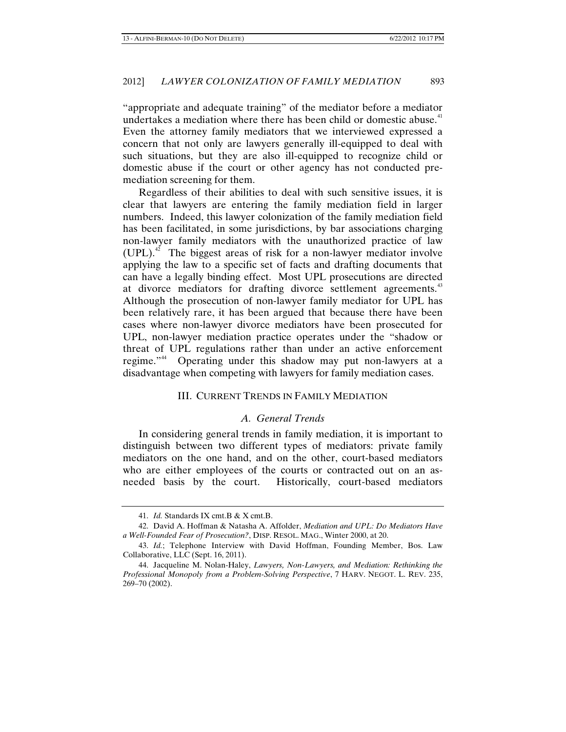"appropriate and adequate training" of the mediator before a mediator undertakes a mediation where there has been child or domestic abuse.[41] Even the attorney family mediators that we interviewed expressed a concern that not only are lawyers generally ill-equipped to deal with such situations, but they are also ill-equipped to recognize child or domestic abuse if the court or other agency has not conducted pre-mediation screening for them.

Regardless of their abilities to deal with such sensitive issues, it is clear that lawyers are entering the family mediation field in larger numbers. Indeed, this lawyer colonization of the family mediation field has been facilitated, in some jurisdictions, by bar associations charging non-lawyer family mediators with the unauthorized practice of law (UPL).[42] The biggest areas of risk for a non-lawyer mediator involve applying the law to a specific set of facts and drafting documents that can have a legally binding effect. Most UPL prosecutions are directed at divorce mediators for drafting divorce settlement agreements.[43] Although the prosecution of non-lawyer family mediator for UPL has been relatively rare, it has been argued that because there have been cases where non-lawyer divorce mediators have been prosecuted for UPL, non-lawyer mediation practice operates under the "shadow or threat of UPL regulations rather than under an active enforcement regime."[44] Operating under this shadow may put non-lawyers at a disadvantage when competing with lawyers for family mediation cases.

## III. Current Trends in Family Mediation

### *A. General Trends*

In considering general trends in family mediation, it is important to distinguish between two different types of mediators: private family mediators on the one hand, and on the other, court-based mediators who are either employees of the courts or contracted out on an as-needed basis by the court. Historically, court-based mediators

---

41. *Id.* Standards IX cmt.B & X cmt.B.

42. David A. Hoffman & Natasha A. Affolder, *Mediation and UPL: Do Mediators Have a Well-Founded Fear of Prosecution?*, DISP. RESOL. MAG., Winter 2000, at 20.

43. *Id.*; Telephone Interview with David Hoffman, Founding Member, Bos. Law Collaborative, LLC (Sept. 16, 2011).

44. Jacqueline M. Nolan-Haley, *Lawyers, Non-Lawyers, and Mediation: Rethinking the Professional Monopoly from a Problem-Solving Perspective*, 7 HARV. NEGOT. L. REV. 235, 269–70 (2002).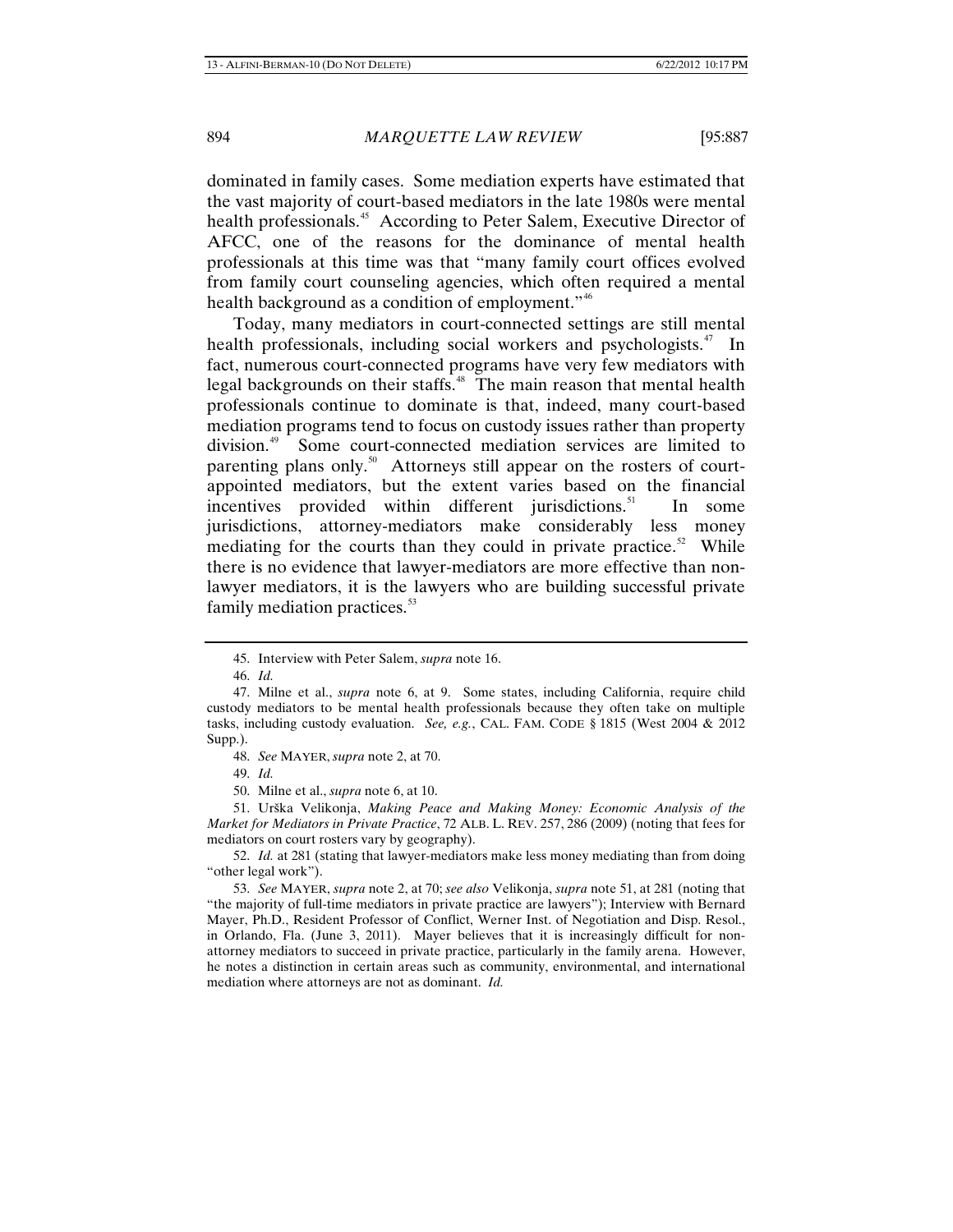dominated in family cases. Some mediation experts have estimated that the vast majority of court-based mediators in the late 1980s were mental health professionals.[45] According to Peter Salem, Executive Director of AFCC, one of the reasons for the dominance of mental health professionals at this time was that "many family court offices evolved from family court counseling agencies, which often required a mental health background as a condition of employment."[46]

Today, many mediators in court-connected settings are still mental health professionals, including social workers and psychologists.[47] In fact, numerous court-connected programs have very few mediators with legal backgrounds on their staffs.[48] The main reason that mental health professionals continue to dominate is that, indeed, many court-based mediation programs tend to focus on custody issues rather than property division.[49] Some court-connected mediation services are limited to parenting plans only.[50] Attorneys still appear on the rosters of court-appointed mediators, but the extent varies based on the financial incentives provided within different jurisdictions.[51] In some jurisdictions, attorney-mediators make considerably less money mediating for the courts than they could in private practice.[52] While there is no evidence that lawyer-mediators are more effective than non-lawyer mediators, it is the lawyers who are building successful private family mediation practices.[53]

---

45. Interview with Peter Salem, *supra* note 16.

46. *Id.*

47. Milne et al., *supra* note 6, at 9. Some states, including California, require child custody mediators to be mental health professionals because they often take on multiple tasks, including custody evaluation. *See, e.g.*, CAL. FAM. CODE § 1815 (West 2004 & 2012 Supp.).

48. *See* MAYER, *supra* note 2, at 70.

49. *Id.*

50. Milne et al., *supra* note 6, at 10.

51. Urška Velikonja, *Making Peace and Making Money: Economic Analysis of the Market for Mediators in Private Practice*, 72 ALB. L. REV. 257, 286 (2009) (noting that fees for mediators on court rosters vary by geography).

52. *Id.* at 281 (stating that lawyer-mediators make less money mediating than from doing "other legal work").

53. *See* MAYER, *supra* note 2, at 70; *see also* Velikonja, *supra* note 51, at 281 (noting that "the majority of full-time mediators in private practice are lawyers"); Interview with Bernard Mayer, Ph.D., Resident Professor of Conflict, Werner Inst. of Negotiation and Disp. Resol., in Orlando, Fla. (June 3, 2011). Mayer believes that it is increasingly difficult for non-attorney mediators to succeed in private practice, particularly in the family arena. However, he notes a distinction in certain areas such as community, environmental, and international mediation where attorneys are not as dominant. *Id.*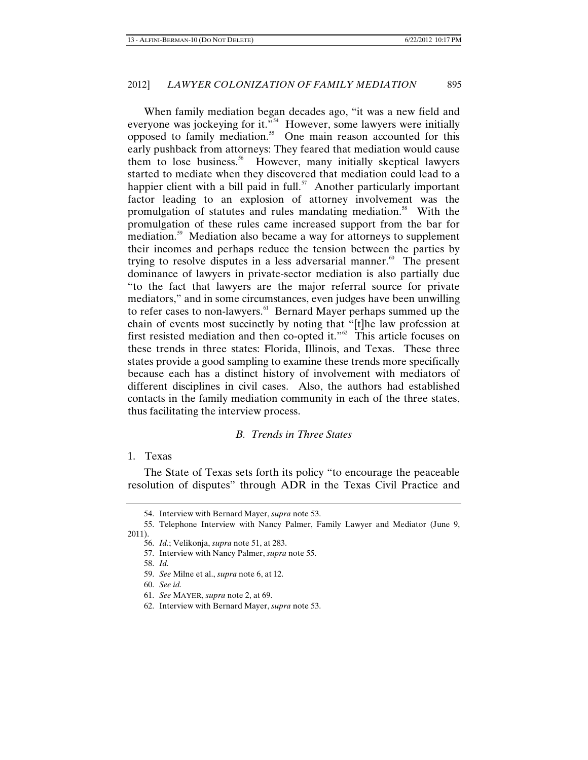When family mediation began decades ago, "it was a new field and everyone was jockeying for it."[54] However, some lawyers were initially opposed to family mediation.[55] One main reason accounted for this early pushback from attorneys: They feared that mediation would cause them to lose business.[56] However, many initially skeptical lawyers started to mediate when they discovered that mediation could lead to a happier client with a bill paid in full.[57] Another particularly important factor leading to an explosion of attorney involvement was the promulgation of statutes and rules mandating mediation.[58] With the promulgation of these rules came increased support from the bar for mediation.[59] Mediation also became a way for attorneys to supplement their incomes and perhaps reduce the tension between the parties by trying to resolve disputes in a less adversarial manner.[60] The present dominance of lawyers in private-sector mediation is also partially due "to the fact that lawyers are the major referral source for private mediators," and in some circumstances, even judges have been unwilling to refer cases to non-lawyers.[61] Bernard Mayer perhaps summed up the chain of events most succinctly by noting that "[t]he law profession at first resisted mediation and then co-opted it."[62] This article focuses on these trends in three states: Florida, Illinois, and Texas. These three states provide a good sampling to examine these trends more specifically because each has a distinct history of involvement with mediators of different disciplines in civil cases. Also, the authors had established contacts in the family mediation community in each of the three states, thus facilitating the interview process.

### *B. Trends in Three States*

#### 1. Texas

The State of Texas sets forth its policy "to encourage the peaceable resolution of disputes" through ADR in the Texas Civil Practice and

---

54. Interview with Bernard Mayer, *supra* note 53.

55. Telephone Interview with Nancy Palmer, Family Lawyer and Mediator (June 9, 2011).

56. *Id.*; Velikonja, *supra* note 51, at 283.

57. Interview with Nancy Palmer, *supra* note 55.

58. *Id.*

59. *See* Milne et al., *supra* note 6, at 12.

60. *See id.*

61. *See* MAYER, *supra* note 2, at 69.

62. Interview with Bernard Mayer, *supra* note 53.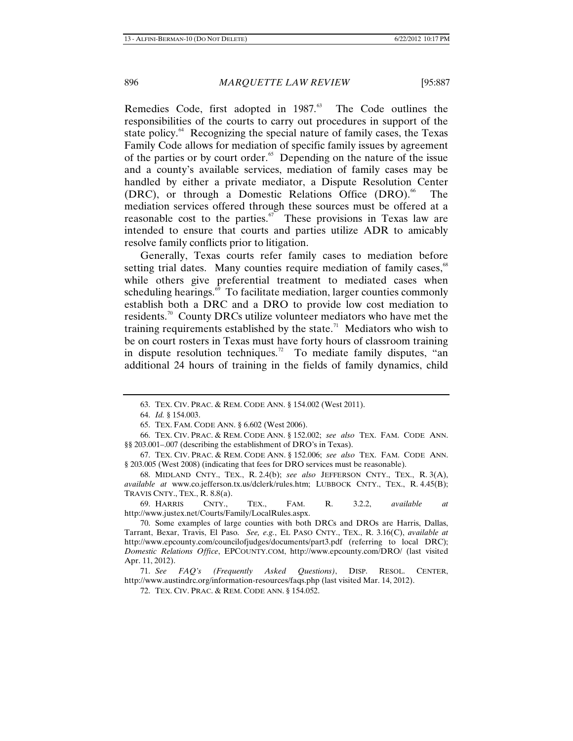Remedies Code, first adopted in 1987.[63] The Code outlines the responsibilities of the courts to carry out procedures in support of the state policy.[64] Recognizing the special nature of family cases, the Texas Family Code allows for mediation of specific family issues by agreement of the parties or by court order.[65] Depending on the nature of the issue and a county's available services, mediation of family cases may be handled by either a private mediator, a Dispute Resolution Center (DRC), or through a Domestic Relations Office (DRO).[66] The mediation services offered through these sources must be offered at a reasonable cost to the parties.[67] These provisions in Texas law are intended to ensure that courts and parties utilize ADR to amicably resolve family conflicts prior to litigation.

Generally, Texas courts refer family cases to mediation before setting trial dates. Many counties require mediation of family cases,[68] while others give preferential treatment to mediated cases when scheduling hearings.[69] To facilitate mediation, larger counties commonly establish both a DRC and a DRO to provide low cost mediation to residents.[70] County DRCs utilize volunteer mediators who have met the training requirements established by the state.[71] Mediators who wish to be on court rosters in Texas must have forty hours of classroom training in dispute resolution techniques.[72] To mediate family disputes, "an additional 24 hours of training in the fields of family dynamics, child

---

63. TEX. CIV. PRAC. & REM. CODE ANN. § 154.002 (West 2011).

64. *Id.* § 154.003.

65. TEX. FAM. CODE ANN. § 6.602 (West 2006).

66. TEX. CIV. PRAC. & REM. CODE ANN. § 152.002; *see also* TEX. FAM. CODE ANN. §§ 203.001–.007 (describing the establishment of DRO's in Texas).

67. TEX. CIV. PRAC. & REM. CODE ANN. § 152.006; *see also* TEX. FAM. CODE ANN. § 203.005 (West 2008) (indicating that fees for DRO services must be reasonable).

68. MIDLAND CNTY., TEX., R. 2.4(b); *see also* JEFFERSON CNTY., TEX., R. 3(A), *available at* www.co.jefferson.tx.us/dclerk/rules.htm; LUBBOCK CNTY., TEX., R. 4.45(B); TRAVIS CNTY., TEX., R. 8.8(a).

69. HARRIS CNTY., TEX., FAM. R. 3.2.2, *available at* http://www.justex.net/Courts/Family/LocalRules.aspx.

70. Some examples of large counties with both DRCs and DROs are Harris, Dallas, Tarrant, Bexar, Travis, El Paso. *See, e.g.*, EL PASO CNTY., TEX., R. 3.16(C), *available at* http://www.epcounty.com/councilofjudges/documents/part3.pdf (referring to local DRC); *Domestic Relations Office*, EPCOUNTY.COM, http://www.epcounty.com/DRO/ (last visited Apr. 11, 2012).

71. *See FAQ's (Frequently Asked Questions)*, DISP. RESOL. CENTER, http://www.austindrc.org/information-resources/faqs.php (last visited Mar. 14, 2012).

72. TEX. CIV. PRAC. & REM. CODE ANN. § 154.052.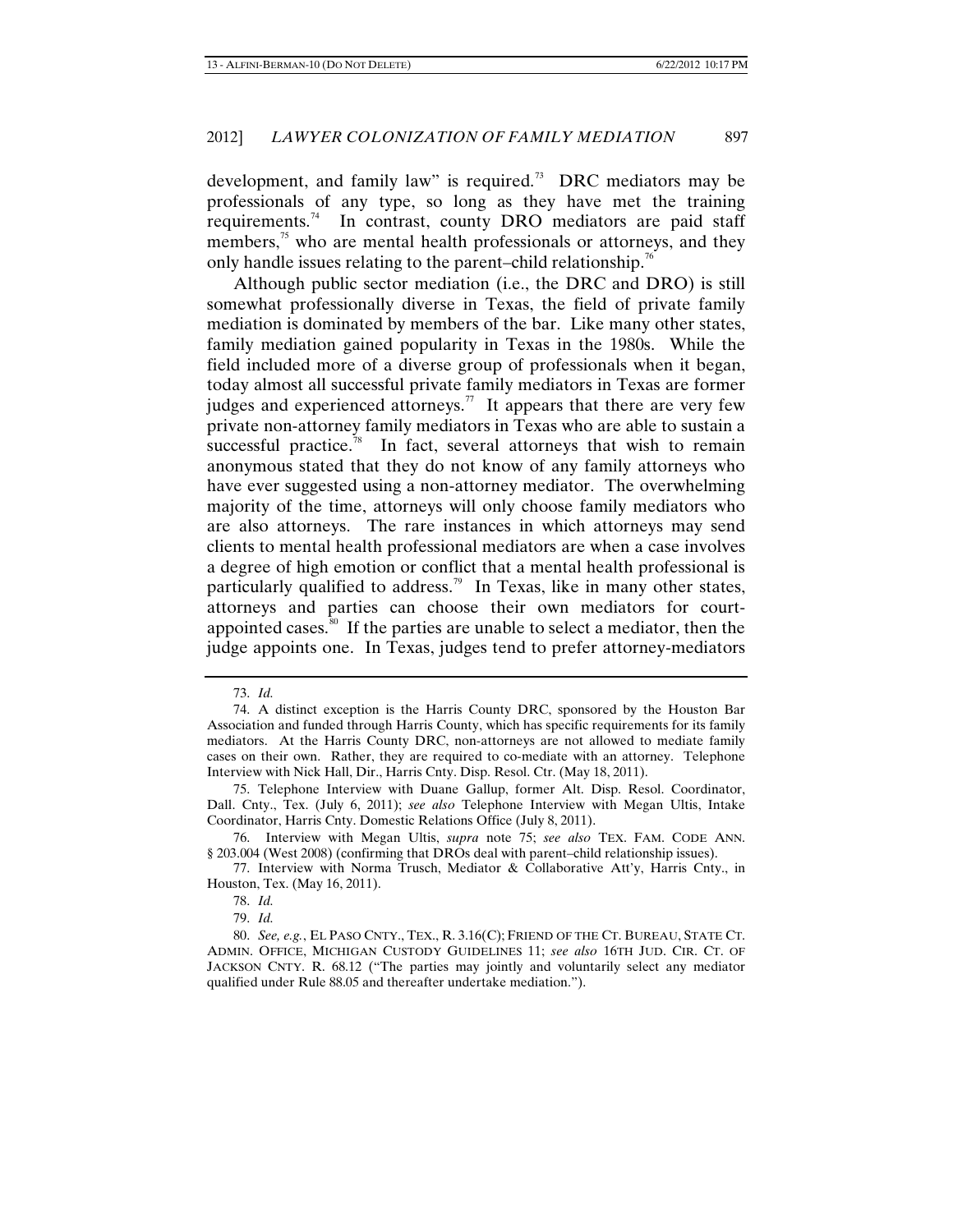development, and family law" is required.[73] DRC mediators may be professionals of any type, so long as they have met the training requirements.[74] In contrast, county DRO mediators are paid staff members,[75] who are mental health professionals or attorneys, and they only handle issues relating to the parent–child relationship.[76]

Although public sector mediation (i.e., the DRC and DRO) is still somewhat professionally diverse in Texas, the field of private family mediation is dominated by members of the bar. Like many other states, family mediation gained popularity in Texas in the 1980s. While the field included more of a diverse group of professionals when it began, today almost all successful private family mediators in Texas are former judges and experienced attorneys.[77] It appears that there are very few private non-attorney family mediators in Texas who are able to sustain a successful practice.[78] In fact, several attorneys that wish to remain anonymous stated that they do not know of any family attorneys who have ever suggested using a non-attorney mediator. The overwhelming majority of the time, attorneys will only choose family mediators who are also attorneys. The rare instances in which attorneys may send clients to mental health professional mediators are when a case involves a degree of high emotion or conflict that a mental health professional is particularly qualified to address.[79] In Texas, like in many other states, attorneys and parties can choose their own mediators for court-appointed cases.[80] If the parties are unable to select a mediator, then the judge appoints one. In Texas, judges tend to prefer attorney-mediators

---

73. *Id.*

74. A distinct exception is the Harris County DRC, sponsored by the Houston Bar Association and funded through Harris County, which has specific requirements for its family mediators. At the Harris County DRC, non-attorneys are not allowed to mediate family cases on their own. Rather, they are required to co-mediate with an attorney. Telephone Interview with Nick Hall, Dir., Harris Cnty. Disp. Resol. Ctr. (May 18, 2011).

75. Telephone Interview with Duane Gallup, former Alt. Disp. Resol. Coordinator, Dall. Cnty., Tex. (July 6, 2011); *see also* Telephone Interview with Megan Ultis, Intake Coordinator, Harris Cnty. Domestic Relations Office (July 8, 2011).

76. Interview with Megan Ultis, *supra* note 75; *see also* TEX. FAM. CODE ANN. § 203.004 (West 2008) (confirming that DROs deal with parent–child relationship issues).

77. Interview with Norma Trusch, Mediator & Collaborative Att'y, Harris Cnty., in Houston, Tex. (May 16, 2011).

78. *Id.*

79. *Id.*

80. *See, e.g.*, EL PASO CNTY., TEX., R. 3.16(C); FRIEND OF THE CT. BUREAU, STATE CT. ADMIN. OFFICE, MICHIGAN CUSTODY GUIDELINES 11; *see also* 16TH JUD. CIR. CT. OF JACKSON CNTY. R. 68.12 ("The parties may jointly and voluntarily select any mediator qualified under Rule 88.05 and thereafter undertake mediation.").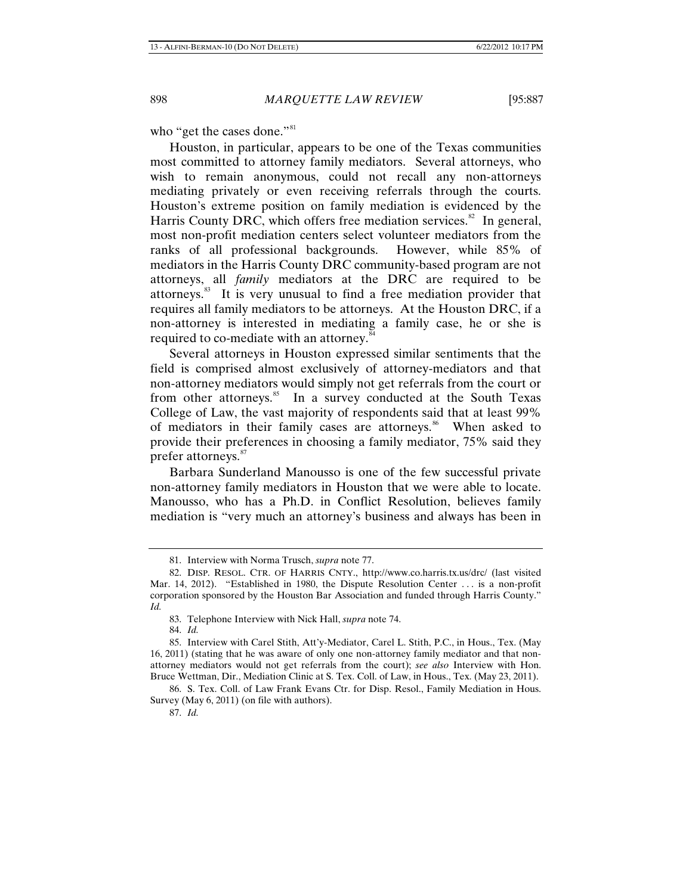who "get the cases done."[81]

Houston, in particular, appears to be one of the Texas communities most committed to attorney family mediators. Several attorneys, who wish to remain anonymous, could not recall any non-attorneys mediating privately or even receiving referrals through the courts. Houston's extreme position on family mediation is evidenced by the Harris County DRC, which offers free mediation services.[82] In general, most non-profit mediation centers select volunteer mediators from the ranks of all professional backgrounds. However, while 85% of mediators in the Harris County DRC community-based program are not attorneys, all *family* mediators at the DRC are required to be attorneys.[83] It is very unusual to find a free mediation provider that requires all family mediators to be attorneys. At the Houston DRC, if a non-attorney is interested in mediating a family case, he or she is required to co-mediate with an attorney.[84]

Several attorneys in Houston expressed similar sentiments that the field is comprised almost exclusively of attorney-mediators and that non-attorney mediators would simply not get referrals from the court or from other attorneys.[85] In a survey conducted at the South Texas College of Law, the vast majority of respondents said that at least 99% of mediators in their family cases are attorneys.[86] When asked to provide their preferences in choosing a family mediator, 75% said they prefer attorneys.[87]

Barbara Sunderland Manousso is one of the few successful private non-attorney family mediators in Houston that we were able to locate. Manousso, who has a Ph.D. in Conflict Resolution, believes family mediation is "very much an attorney's business and always has been in

---

81. Interview with Norma Trusch, *supra* note 77.

82. DISP. RESOL. CTR. OF HARRIS CNTY., http://www.co.harris.tx.us/drc/ (last visited Mar. 14, 2012). "Established in 1980, the Dispute Resolution Center . . . is a non-profit corporation sponsored by the Houston Bar Association and funded through Harris County." *Id.*

83. Telephone Interview with Nick Hall, *supra* note 74.

84. *Id.*

85. Interview with Carel Stith, Att'y-Mediator, Carel L. Stith, P.C., in Hous., Tex. (May 16, 2011) (stating that he was aware of only one non-attorney family mediator and that non-attorney mediators would not get referrals from the court); *see also* Interview with Hon. Bruce Wettman, Dir., Mediation Clinic at S. Tex. Coll. of Law, in Hous., Tex. (May 23, 2011).

86. S. Tex. Coll. of Law Frank Evans Ctr. for Disp. Resol., Family Mediation in Hous. Survey (May 6, 2011) (on file with authors).

87. *Id.*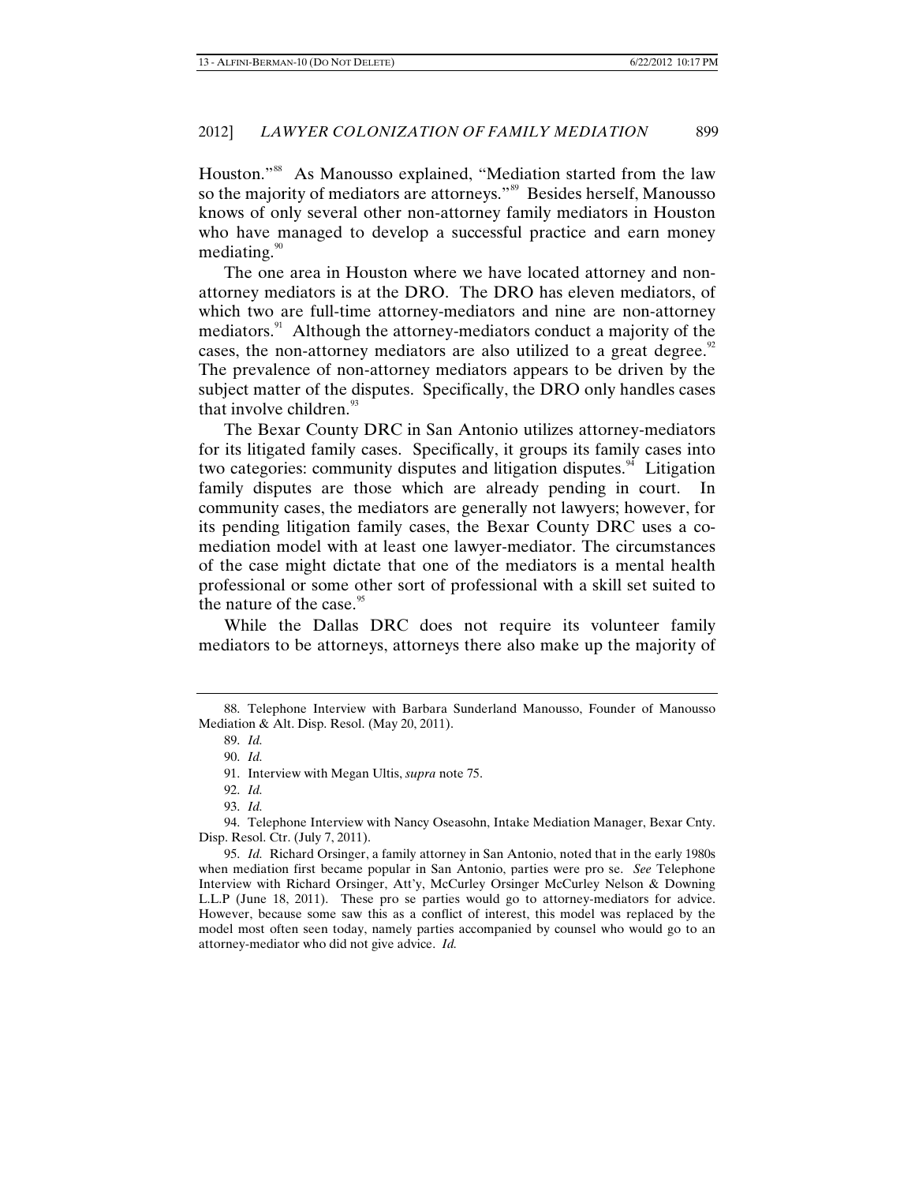Houston."[88] As Manousso explained, "Mediation started from the law so the majority of mediators are attorneys."[89] Besides herself, Manousso knows of only several other non-attorney family mediators in Houston who have managed to develop a successful practice and earn money mediating.[90]

The one area in Houston where we have located attorney and non-attorney mediators is at the DRO. The DRO has eleven mediators, of which two are full-time attorney-mediators and nine are non-attorney mediators.[91] Although the attorney-mediators conduct a majority of the cases, the non-attorney mediators are also utilized to a great degree.[92] The prevalence of non-attorney mediators appears to be driven by the subject matter of the disputes. Specifically, the DRO only handles cases that involve children.[93]

The Bexar County DRC in San Antonio utilizes attorney-mediators for its litigated family cases. Specifically, it groups its family cases into two categories: community disputes and litigation disputes.[94] Litigation family disputes are those which are already pending in court. In community cases, the mediators are generally not lawyers; however, for its pending litigation family cases, the Bexar County DRC uses a co-mediation model with at least one lawyer-mediator. The circumstances of the case might dictate that one of the mediators is a mental health professional or some other sort of professional with a skill set suited to the nature of the case.[95]

While the Dallas DRC does not require its volunteer family mediators to be attorneys, attorneys there also make up the majority of

---

88. Telephone Interview with Barbara Sunderland Manousso, Founder of Manousso Mediation & Alt. Disp. Resol. (May 20, 2011).

89. *Id.*

90. *Id.*

91. Interview with Megan Ultis, *supra* note 75.

92. *Id.*

93. *Id.*

94. Telephone Interview with Nancy Oseasohn, Intake Mediation Manager, Bexar Cnty. Disp. Resol. Ctr. (July 7, 2011).

95. *Id.* Richard Orsinger, a family attorney in San Antonio, noted that in the early 1980s when mediation first became popular in San Antonio, parties were pro se. *See* Telephone Interview with Richard Orsinger, Att'y, McCurley Orsinger McCurley Nelson & Downing L.L.P (June 18, 2011). These pro se parties would go to attorney-mediators for advice. However, because some saw this as a conflict of interest, this model was replaced by the model most often seen today, namely parties accompanied by counsel who would go to an attorney-mediator who did not give advice. *Id.*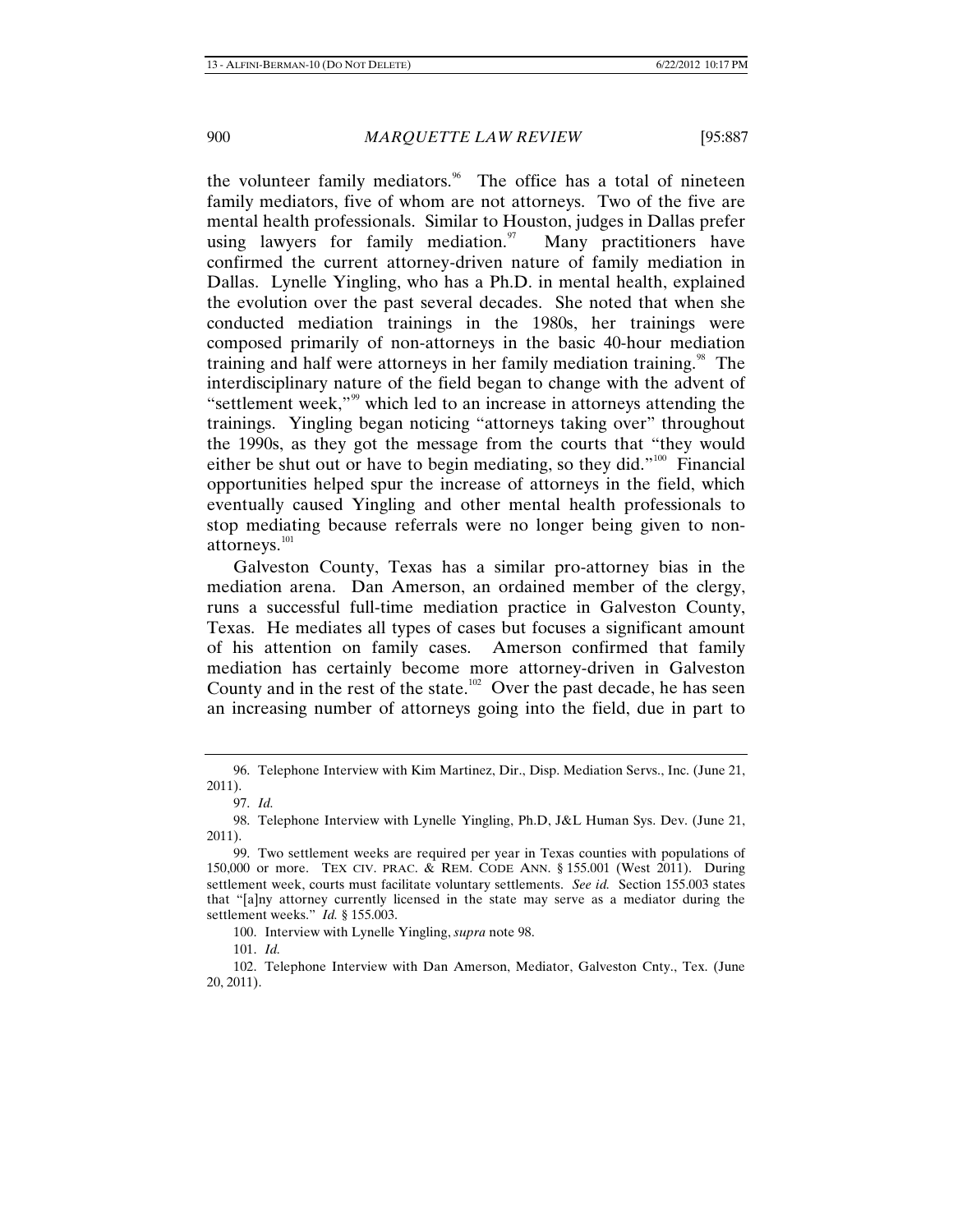the volunteer family mediators.[96] The office has a total of nineteen family mediators, five of whom are not attorneys. Two of the five are mental health professionals. Similar to Houston, judges in Dallas prefer using lawyers for family mediation.[97] Many practitioners have confirmed the current attorney-driven nature of family mediation in Dallas. Lynelle Yingling, who has a Ph.D. in mental health, explained the evolution over the past several decades. She noted that when she conducted mediation trainings in the 1980s, her trainings were composed primarily of non-attorneys in the basic 40-hour mediation training and half were attorneys in her family mediation training.[98] The interdisciplinary nature of the field began to change with the advent of "settlement week,"[99] which led to an increase in attorneys attending the trainings. Yingling began noticing "attorneys taking over" throughout the 1990s, as they got the message from the courts that "they would either be shut out or have to begin mediating, so they did."[100] Financial opportunities helped spur the increase of attorneys in the field, which eventually caused Yingling and other mental health professionals to stop mediating because referrals were no longer being given to non-attorneys.[101]

Galveston County, Texas has a similar pro-attorney bias in the mediation arena. Dan Amerson, an ordained member of the clergy, runs a successful full-time mediation practice in Galveston County, Texas. He mediates all types of cases but focuses a significant amount of his attention on family cases. Amerson confirmed that family mediation has certainly become more attorney-driven in Galveston County and in the rest of the state.[102] Over the past decade, he has seen an increasing number of attorneys going into the field, due in part to

---

96. Telephone Interview with Kim Martinez, Dir., Disp. Mediation Servs., Inc. (June 21, 2011).

97. *Id.*

98. Telephone Interview with Lynelle Yingling, Ph.D, J&L Human Sys. Dev. (June 21, 2011).

99. Two settlement weeks are required per year in Texas counties with populations of 150,000 or more. TEX CIV. PRAC. & REM. CODE ANN. § 155.001 (West 2011). During settlement week, courts must facilitate voluntary settlements. *See id.* Section 155.003 states that "[a]ny attorney currently licensed in the state may serve as a mediator during the settlement weeks." *Id.* § 155.003.

100. Interview with Lynelle Yingling, *supra* note 98.

101. *Id.*

102. Telephone Interview with Dan Amerson, Mediator, Galveston Cnty., Tex. (June 20, 2011).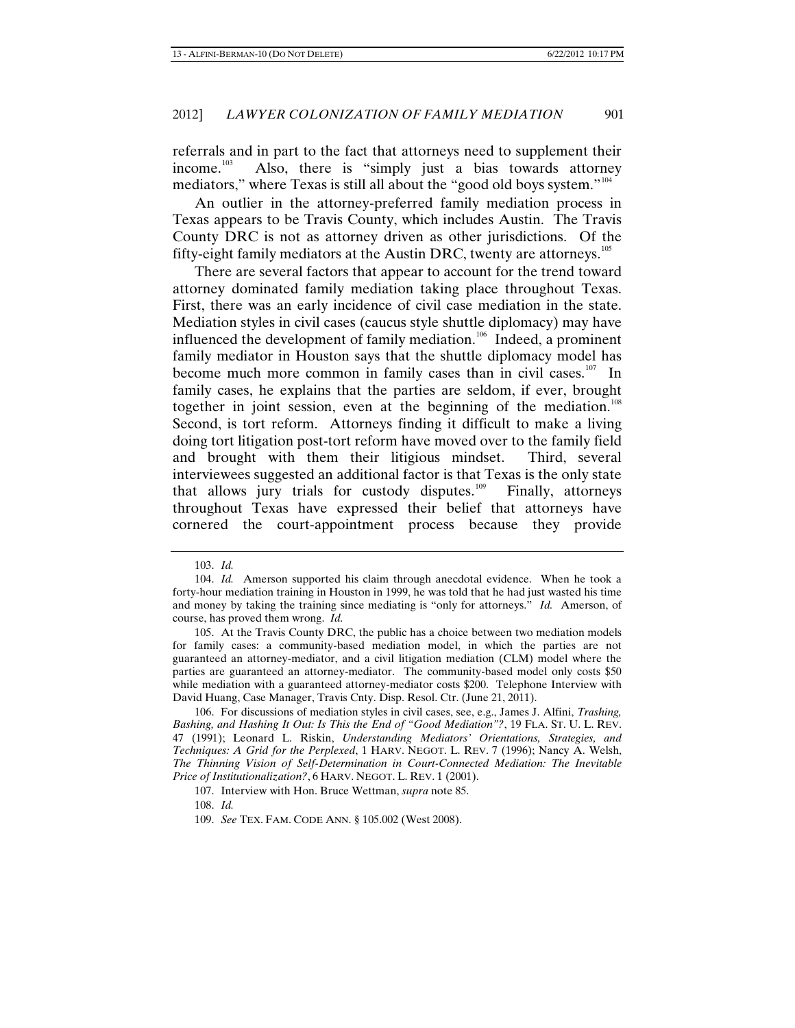referrals and in part to the fact that attorneys need to supplement their income.[103] Also, there is "simply just a bias towards attorney mediators," where Texas is still all about the "good old boys system."[104]

An outlier in the attorney-preferred family mediation process in Texas appears to be Travis County, which includes Austin. The Travis County DRC is not as attorney driven as other jurisdictions. Of the fifty-eight family mediators at the Austin DRC, twenty are attorneys.[105]

There are several factors that appear to account for the trend toward attorney dominated family mediation taking place throughout Texas. First, there was an early incidence of civil case mediation in the state. Mediation styles in civil cases (caucus style shuttle diplomacy) may have influenced the development of family mediation.[106] Indeed, a prominent family mediator in Houston says that the shuttle diplomacy model has become much more common in family cases than in civil cases.[107] In family cases, he explains that the parties are seldom, if ever, brought together in joint session, even at the beginning of the mediation.[108] Second, is tort reform. Attorneys finding it difficult to make a living doing tort litigation post-tort reform have moved over to the family field and brought with them their litigious mindset. Third, several interviewees suggested an additional factor is that Texas is the only state that allows jury trials for custody disputes.[109] Finally, attorneys throughout Texas have expressed their belief that attorneys have cornered the court-appointment process because they provide

---

103. *Id.*

104. *Id.* Amerson supported his claim through anecdotal evidence. When he took a forty-hour mediation training in Houston in 1999, he was told that he had just wasted his time and money by taking the training since mediating is "only for attorneys." *Id.* Amerson, of course, has proved them wrong. *Id.*

105. At the Travis County DRC, the public has a choice between two mediation models for family cases: a community-based mediation model, in which the parties are not guaranteed an attorney-mediator, and a civil litigation mediation (CLM) model where the parties are guaranteed an attorney-mediator. The community-based model only costs $50 while mediation with a guaranteed attorney-mediator costs $200. Telephone Interview with David Huang, Case Manager, Travis Cnty. Disp. Resol. Ctr. (June 21, 2011).

106. For discussions of mediation styles in civil cases, see, e.g., James J. Alfini, *Trashing, Bashing, and Hashing It Out: Is This the End of "Good Mediation"?*, 19 FLA. ST. U. L. REV. 47 (1991); Leonard L. Riskin, *Understanding Mediators' Orientations, Strategies, and Techniques: A Grid for the Perplexed*, 1 HARV. NEGOT. L. REV. 7 (1996); Nancy A. Welsh, *The Thinning Vision of Self-Determination in Court-Connected Mediation: The Inevitable Price of Institutionalization?*, 6 HARV. NEGOT. L. REV. 1 (2001).

107. Interview with Hon. Bruce Wettman, *supra* note 85.

108. *Id.*

109. *See* TEX. FAM. CODE ANN. § 105.002 (West 2008).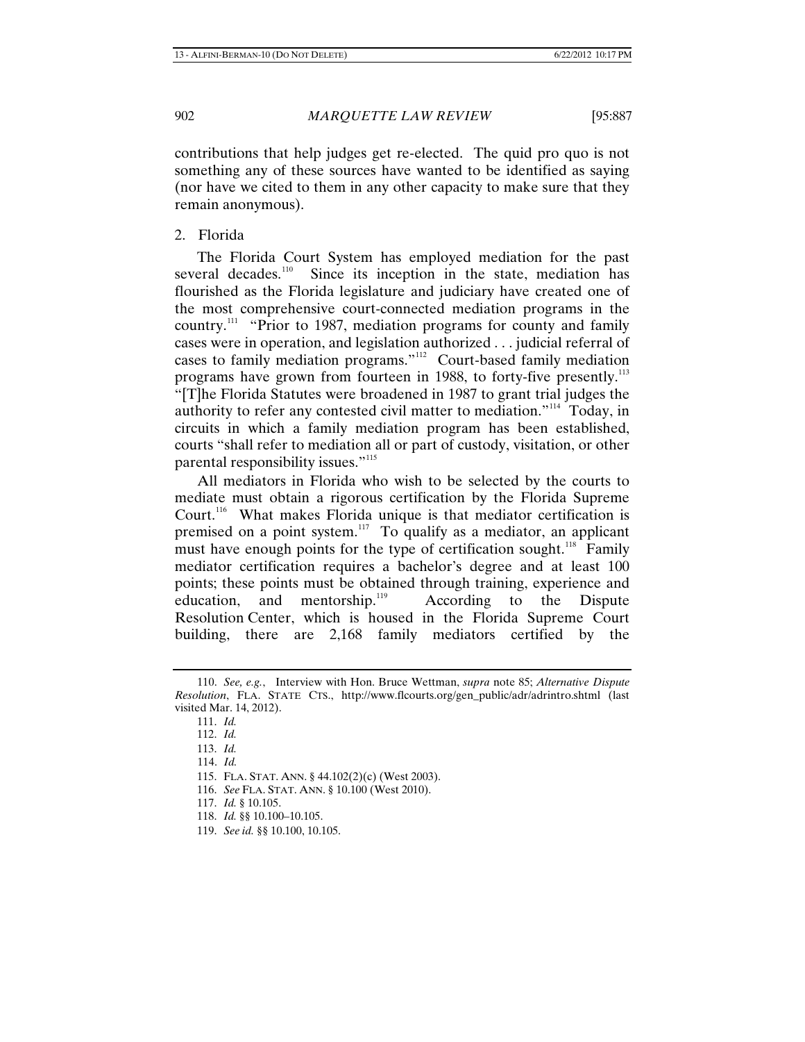contributions that help judges get re-elected. The quid pro quo is not something any of these sources have wanted to be identified as saying (nor have we cited to them in any other capacity to make sure that they remain anonymous).

### 2. Florida

The Florida Court System has employed mediation for the past several decades.[110] Since its inception in the state, mediation has flourished as the Florida legislature and judiciary have created one of the most comprehensive court-connected mediation programs in the country.[111] "Prior to 1987, mediation programs for county and family cases were in operation, and legislation authorized . . . judicial referral of cases to family mediation programs."[112] Court-based family mediation programs have grown from fourteen in 1988, to forty-five presently.[113] "[T]he Florida Statutes were broadened in 1987 to grant trial judges the authority to refer any contested civil matter to mediation."[114] Today, in circuits in which a family mediation program has been established, courts "shall refer to mediation all or part of custody, visitation, or other parental responsibility issues."[115]

All mediators in Florida who wish to be selected by the courts to mediate must obtain a rigorous certification by the Florida Supreme Court.[116] What makes Florida unique is that mediator certification is premised on a point system.[117] To qualify as a mediator, an applicant must have enough points for the type of certification sought.[118] Family mediator certification requires a bachelor's degree and at least 100 points; these points must be obtained through training, experience and education, and mentorship.[119] According to the Dispute Resolution Center, which is housed in the Florida Supreme Court building, there are 2,168 family mediators certified by the

---

110. *See, e.g.*, Interview with Hon. Bruce Wettman, *supra* note 85; *Alternative Dispute Resolution*, FLA. STATE CTS., http://www.flcourts.org/gen_public/adr/adrintro.shtml (last visited Mar. 14, 2012).

111. *Id.*

112. *Id.*

113. *Id.*

114. *Id.*

115. FLA. STAT. ANN. § 44.102(2)(c) (West 2003).

116. *See* FLA. STAT. ANN. § 10.100 (West 2010).

117. *Id.* § 10.105.

118. *Id.* §§ 10.100–10.105.

119. *See id.* §§ 10.100, 10.105.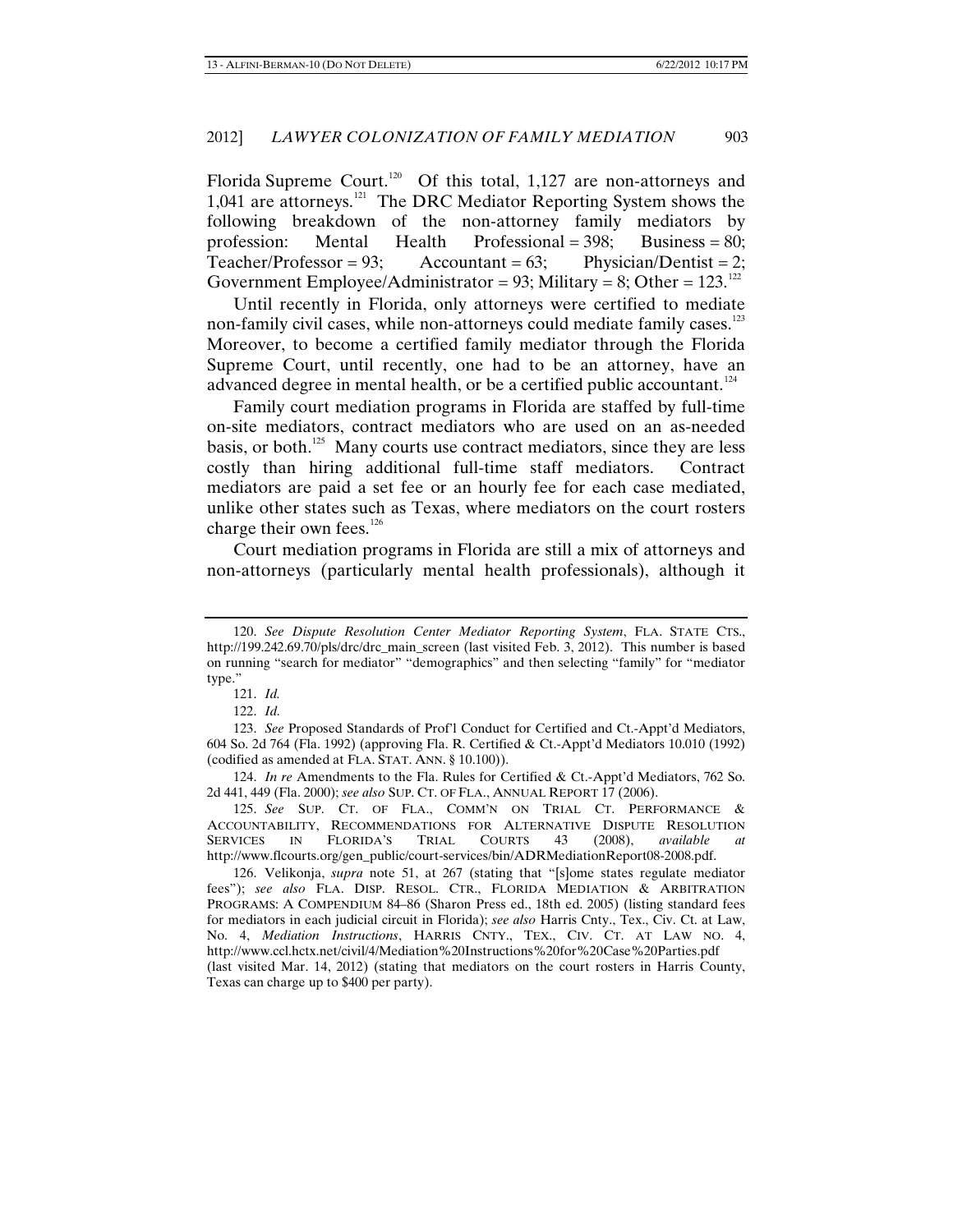Florida Supreme Court.[120] Of this total, 1,127 are non-attorneys and 1,041 are attorneys.[121] The DRC Mediator Reporting System shows the following breakdown of the non-attorney family mediators by profession: Mental Health Professional = 398; Business = 80; Teacher/Professor = 93; Accountant = 63; Physician/Dentist = 2; Government Employee/Administrator = 93; Military = 8; Other = 123.[122]

Until recently in Florida, only attorneys were certified to mediate non-family civil cases, while non-attorneys could mediate family cases.[123] Moreover, to become a certified family mediator through the Florida Supreme Court, until recently, one had to be an attorney, have an advanced degree in mental health, or be a certified public accountant.[124]

Family court mediation programs in Florida are staffed by full-time on-site mediators, contract mediators who are used on an as-needed basis, or both.[125] Many courts use contract mediators, since they are less costly than hiring additional full-time staff mediators. Contract mediators are paid a set fee or an hourly fee for each case mediated, unlike other states such as Texas, where mediators on the court rosters charge their own fees.[126]

Court mediation programs in Florida are still a mix of attorneys and non-attorneys (particularly mental health professionals), although it

---

120. *See Dispute Resolution Center Mediator Reporting System*, FLA. STATE CTS., http://199.242.69.70/pls/drc/drc_main_screen (last visited Feb. 3, 2012). This number is based on running "search for mediator" "demographics" and then selecting "family" for "mediator type."

121. *Id.*

122. *Id.*

123. *See* Proposed Standards of Prof'l Conduct for Certified and Ct.-Appt'd Mediators, 604 So. 2d 764 (Fla. 1992) (approving Fla. R. Certified & Ct.-Appt'd Mediators 10.010 (1992) (codified as amended at FLA. STAT. ANN. § 10.100)).

124. *In re* Amendments to the Fla. Rules for Certified & Ct.-Appt'd Mediators, 762 So. 2d 441, 449 (Fla. 2000); *see also* SUP. CT. OF FLA., ANNUAL REPORT 17 (2006).

125. *See* SUP. CT. OF FLA., COMM'N ON TRIAL CT. PERFORMANCE & ACCOUNTABILITY, RECOMMENDATIONS FOR ALTERNATIVE DISPUTE RESOLUTION SERVICES IN FLORIDA'S TRIAL COURTS 43 (2008), *available at* http://www.flcourts.org/gen_public/court-services/bin/ADRMediationReport08-2008.pdf.

126. Velikonja, *supra* note 51, at 267 (stating that "[s]ome states regulate mediator fees"); *see also* FLA. DISP. RESOL. CTR., FLORIDA MEDIATION & ARBITRATION PROGRAMS: A COMPENDIUM 84–86 (Sharon Press ed., 18th ed. 2005) (listing standard fees for mediators in each judicial circuit in Florida); *see also* Harris Cnty., Tex., Civ. Ct. at Law, No. 4, *Mediation Instructions*, HARRIS CNTY., TEX., CIV. CT. AT LAW NO. 4, http://www.ccl.hctx.net/civil/4/Mediation%20Instructions%20for%20Case%20Parties.pdf (last visited Mar. 14, 2012) (stating that mediators on the court rosters in Harris County, Texas can charge up to $400 per party).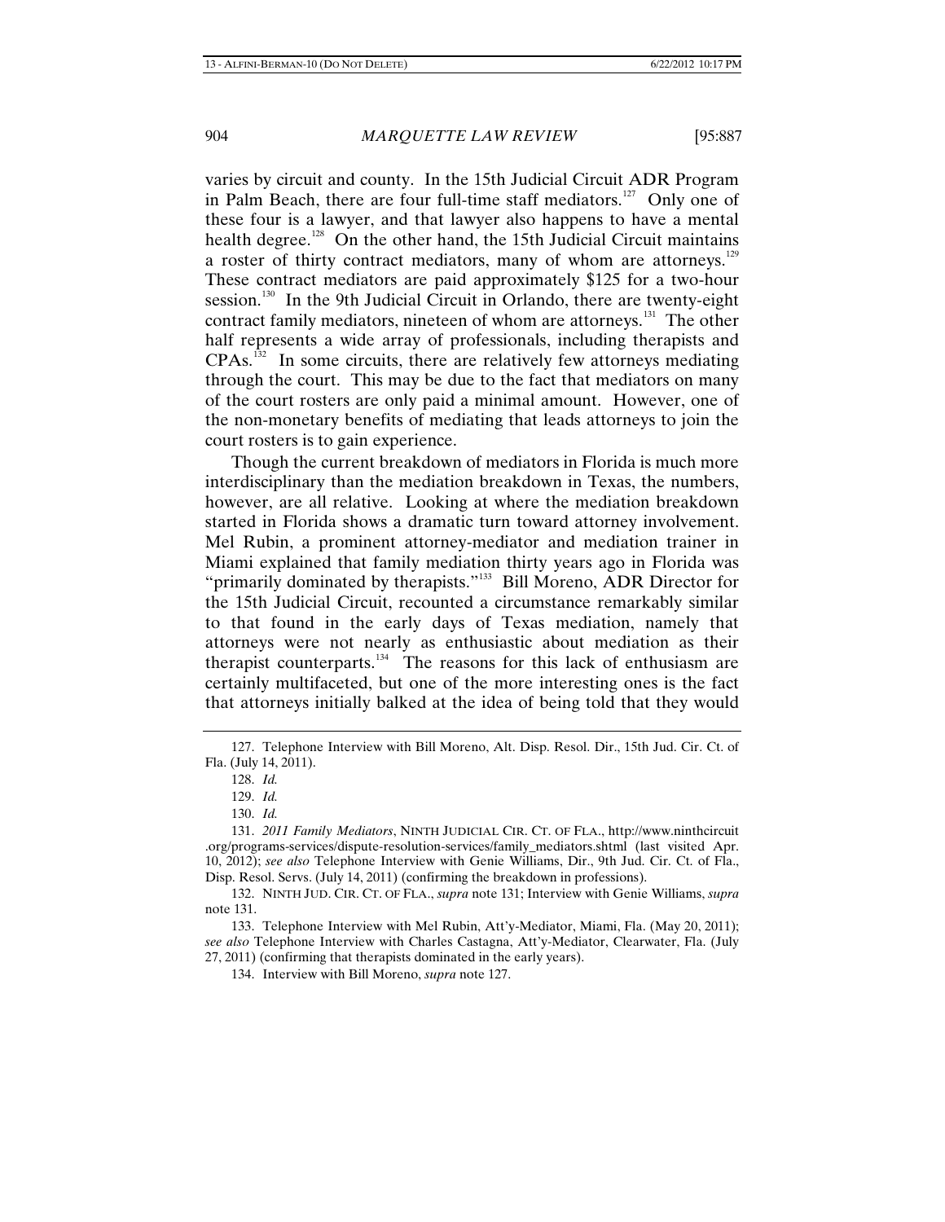varies by circuit and county. In the 15th Judicial Circuit ADR Program in Palm Beach, there are four full-time staff mediators.[127] Only one of these four is a lawyer, and that lawyer also happens to have a mental health degree.[128] On the other hand, the 15th Judicial Circuit maintains a roster of thirty contract mediators, many of whom are attorneys.[129] These contract mediators are paid approximately $125 for a two-hour session.[130] In the 9th Judicial Circuit in Orlando, there are twenty-eight contract family mediators, nineteen of whom are attorneys.[131] The other half represents a wide array of professionals, including therapists and CPAs.[132] In some circuits, there are relatively few attorneys mediating through the court. This may be due to the fact that mediators on many of the court rosters are only paid a minimal amount. However, one of the non-monetary benefits of mediating that leads attorneys to join the court rosters is to gain experience.

Though the current breakdown of mediators in Florida is much more interdisciplinary than the mediation breakdown in Texas, the numbers, however, are all relative. Looking at where the mediation breakdown started in Florida shows a dramatic turn toward attorney involvement. Mel Rubin, a prominent attorney-mediator and mediation trainer in Miami explained that family mediation thirty years ago in Florida was "primarily dominated by therapists."[133] Bill Moreno, ADR Director for the 15th Judicial Circuit, recounted a circumstance remarkably similar to that found in the early days of Texas mediation, namely that attorneys were not nearly as enthusiastic about mediation as their therapist counterparts.[134] The reasons for this lack of enthusiasm are certainly multifaceted, but one of the more interesting ones is the fact that attorneys initially balked at the idea of being told that they would

---

127. Telephone Interview with Bill Moreno, Alt. Disp. Resol. Dir., 15th Jud. Cir. Ct. of Fla. (July 14, 2011).

128. *Id.*

129. *Id.*

130. *Id.*

131. *2011 Family Mediators*, NINTH JUDICIAL CIR. CT. OF FLA., http://www.ninthcircuit.org/programs-services/dispute-resolution-services/family_mediators.shtml (last visited Apr. 10, 2012); *see also* Telephone Interview with Genie Williams, Dir., 9th Jud. Cir. Ct. of Fla., Disp. Resol. Servs. (July 14, 2011) (confirming the breakdown in professions).

132. NINTH JUD. CIR. CT. OF FLA., *supra* note 131; Interview with Genie Williams, *supra* note 131.

133. Telephone Interview with Mel Rubin, Att'y-Mediator, Miami, Fla. (May 20, 2011); *see also* Telephone Interview with Charles Castagna, Att'y-Mediator, Clearwater, Fla. (July 27, 2011) (confirming that therapists dominated in the early years).

134. Interview with Bill Moreno, *supra* note 127.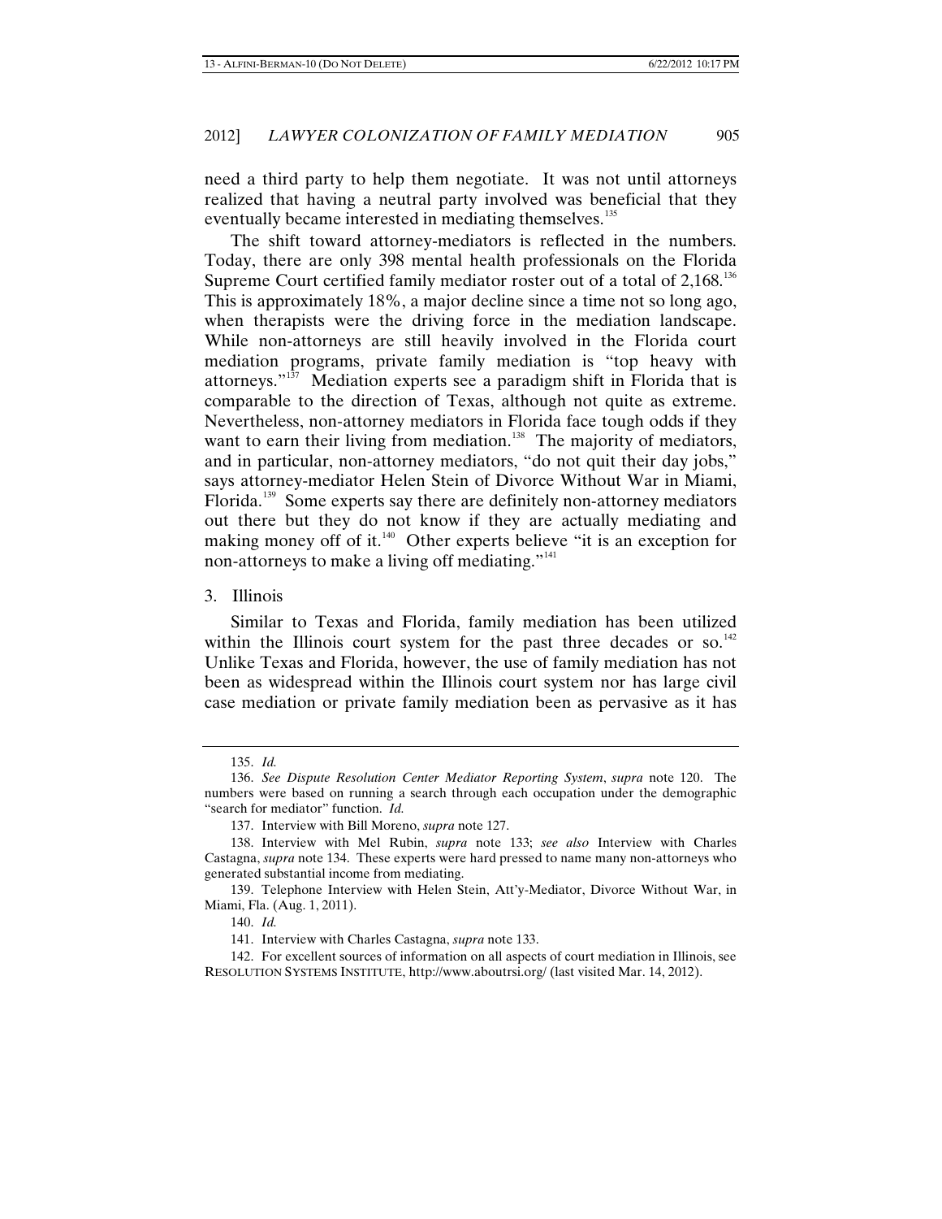need a third party to help them negotiate. It was not until attorneys realized that having a neutral party involved was beneficial that they eventually became interested in mediating themselves.[135]

The shift toward attorney-mediators is reflected in the numbers. Today, there are only 398 mental health professionals on the Florida Supreme Court certified family mediator roster out of a total of 2,168.[136] This is approximately 18%, a major decline since a time not so long ago, when therapists were the driving force in the mediation landscape. While non-attorneys are still heavily involved in the Florida court mediation programs, private family mediation is "top heavy with attorneys."[137] Mediation experts see a paradigm shift in Florida that is comparable to the direction of Texas, although not quite as extreme. Nevertheless, non-attorney mediators in Florida face tough odds if they want to earn their living from mediation.[138] The majority of mediators, and in particular, non-attorney mediators, "do not quit their day jobs," says attorney-mediator Helen Stein of Divorce Without War in Miami, Florida.[139] Some experts say there are definitely non-attorney mediators out there but they do not know if they are actually mediating and making money off of it.[140] Other experts believe "it is an exception for non-attorneys to make a living off mediating."[141]

### 3. Illinois

Similar to Texas and Florida, family mediation has been utilized within the Illinois court system for the past three decades or so.[142] Unlike Texas and Florida, however, the use of family mediation has not been as widespread within the Illinois court system nor has large civil case mediation or private family mediation been as pervasive as it has

---

135. *Id.*

136. *See Dispute Resolution Center Mediator Reporting System*, *supra* note 120. The numbers were based on running a search through each occupation under the demographic "search for mediator" function. *Id.*

137. Interview with Bill Moreno, *supra* note 127.

138. Interview with Mel Rubin, *supra* note 133; *see also* Interview with Charles Castagna, *supra* note 134. These experts were hard pressed to name many non-attorneys who generated substantial income from mediating.

139. Telephone Interview with Helen Stein, Att'y-Mediator, Divorce Without War, in Miami, Fla. (Aug. 1, 2011).

140. *Id.*

141. Interview with Charles Castagna, *supra* note 133.

142. For excellent sources of information on all aspects of court mediation in Illinois, see RESOLUTION SYSTEMS INSTITUTE, http://www.aboutrsi.org/ (last visited Mar. 14, 2012).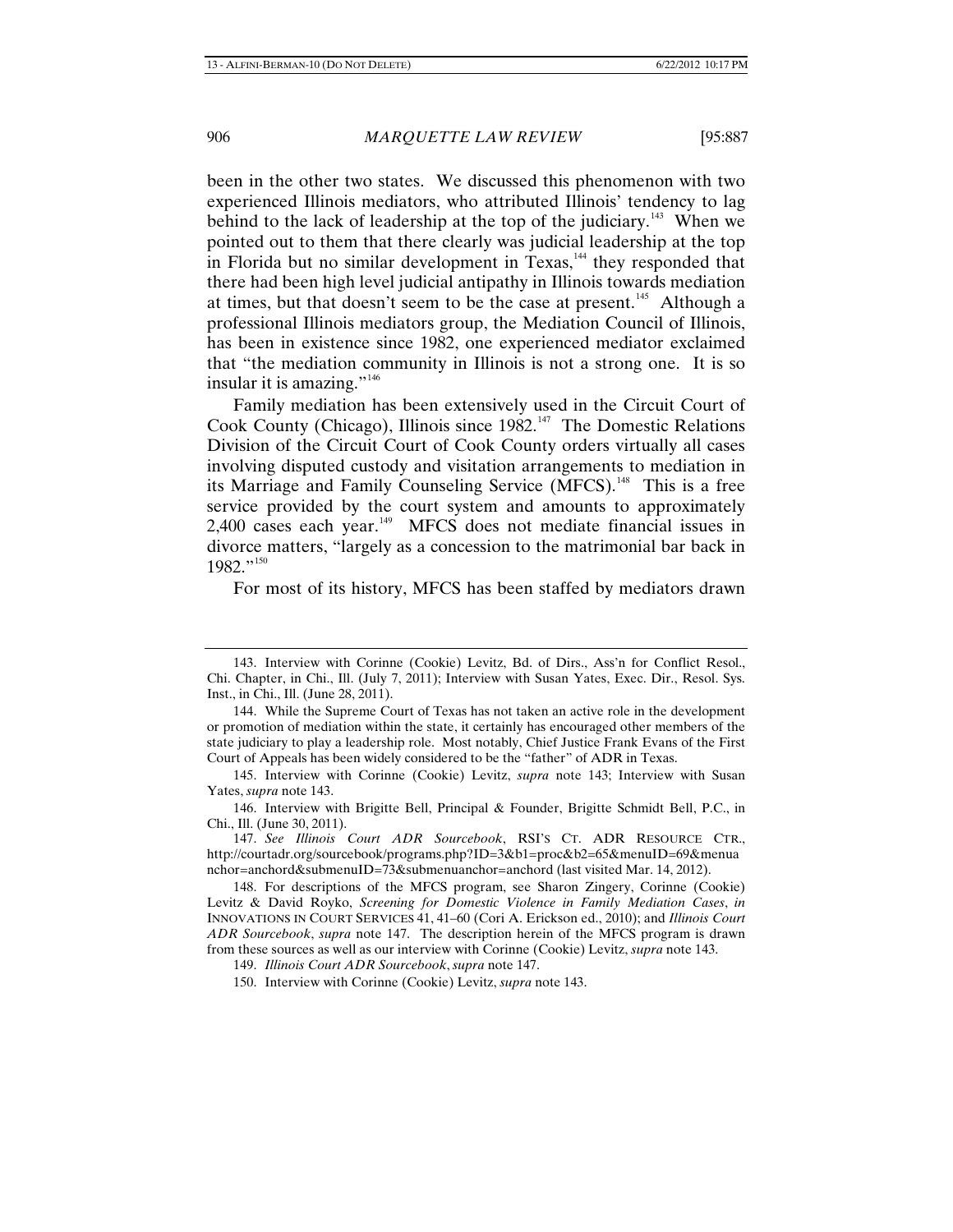been in the other two states. We discussed this phenomenon with two experienced Illinois mediators, who attributed Illinois' tendency to lag behind to the lack of leadership at the top of the judiciary.[143] When we pointed out to them that there clearly was judicial leadership at the top in Florida but no similar development in Texas,[144] they responded that there had been high level judicial antipathy in Illinois towards mediation at times, but that doesn't seem to be the case at present.[145] Although a professional Illinois mediators group, the Mediation Council of Illinois, has been in existence since 1982, one experienced mediator exclaimed that "the mediation community in Illinois is not a strong one. It is so insular it is amazing."[146]

Family mediation has been extensively used in the Circuit Court of Cook County (Chicago), Illinois since 1982.[147] The Domestic Relations Division of the Circuit Court of Cook County orders virtually all cases involving disputed custody and visitation arrangements to mediation in its Marriage and Family Counseling Service (MFCS).[148] This is a free service provided by the court system and amounts to approximately 2,400 cases each year.[149] MFCS does not mediate financial issues in divorce matters, "largely as a concession to the matrimonial bar back in 1982."[150]

For most of its history, MFCS has been staffed by mediators drawn

---

143. Interview with Corinne (Cookie) Levitz, Bd. of Dirs., Ass'n for Conflict Resol., Chi. Chapter, in Chi., Ill. (July 7, 2011); Interview with Susan Yates, Exec. Dir., Resol. Sys. Inst., in Chi., Ill. (June 28, 2011).

144. While the Supreme Court of Texas has not taken an active role in the development or promotion of mediation within the state, it certainly has encouraged other members of the state judiciary to play a leadership role. Most notably, Chief Justice Frank Evans of the First Court of Appeals has been widely considered to be the "father" of ADR in Texas.

145. Interview with Corinne (Cookie) Levitz, *supra* note 143; Interview with Susan Yates, *supra* note 143.

146. Interview with Brigitte Bell, Principal & Founder, Brigitte Schmidt Bell, P.C., in Chi., Ill. (June 30, 2011).

147. *See Illinois Court ADR Sourcebook*, RSI'S CT. ADR RESOURCE CTR., http://courtadr.org/sourcebook/programs.php?ID=3&b1=proc&b2=65&menuID=69&menuanchor=anchord&submenuID=73&submenuanchor=anchord (last visited Mar. 14, 2012).

148. For descriptions of the MFCS program, see Sharon Zingery, Corinne (Cookie) Levitz & David Royko, *Screening for Domestic Violence in Family Mediation Cases*, *in* INNOVATIONS IN COURT SERVICES 41, 41–60 (Cori A. Erickson ed., 2010); and *Illinois Court ADR Sourcebook*, *supra* note 147. The description herein of the MFCS program is drawn from these sources as well as our interview with Corinne (Cookie) Levitz, *supra* note 143.

149. *Illinois Court ADR Sourcebook*, *supra* note 147.

150. Interview with Corinne (Cookie) Levitz, *supra* note 143.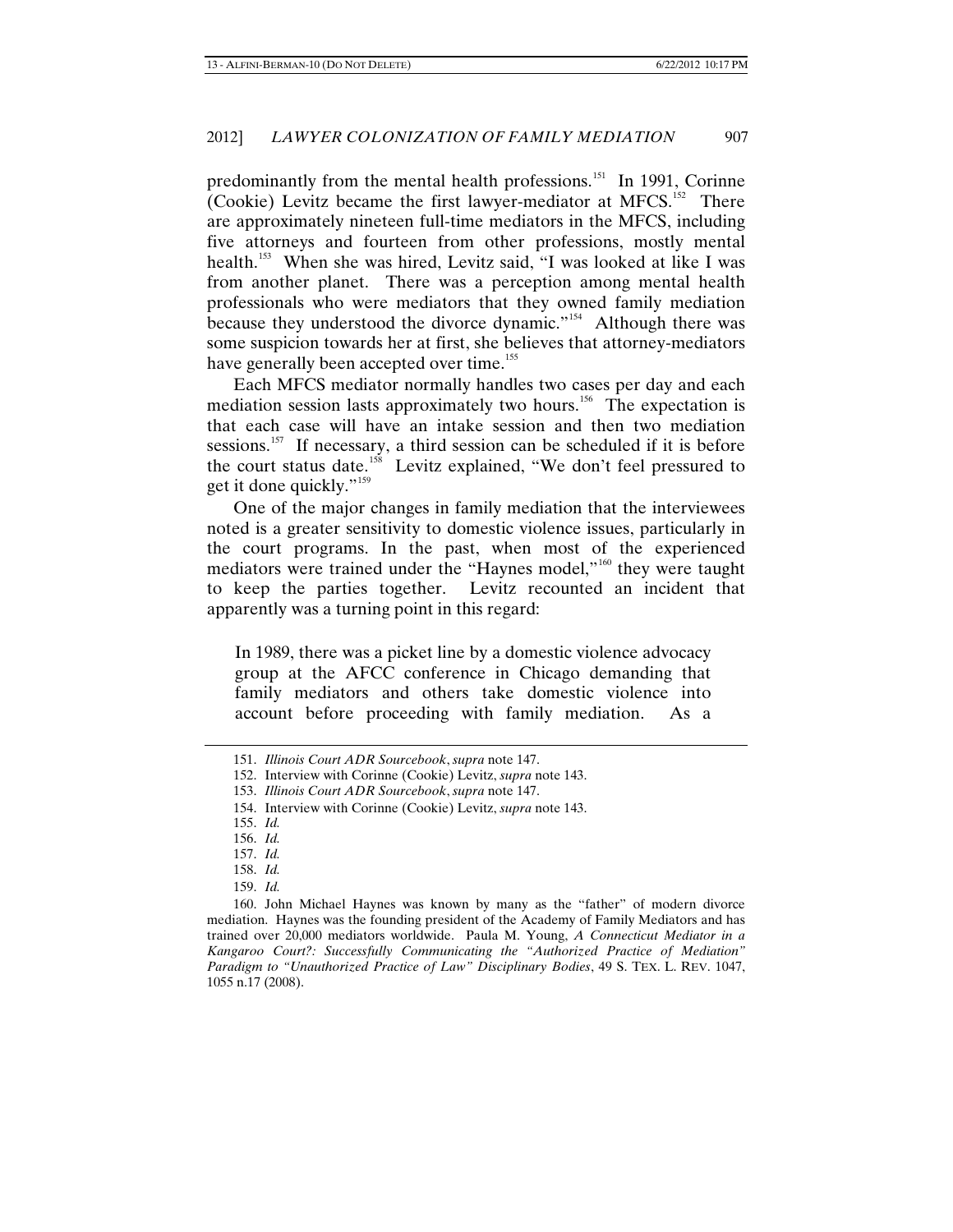predominantly from the mental health professions.[151] In 1991, Corinne (Cookie) Levitz became the first lawyer-mediator at MFCS.[152] There are approximately nineteen full-time mediators in the MFCS, including five attorneys and fourteen from other professions, mostly mental health.[153] When she was hired, Levitz said, "I was looked at like I was from another planet. There was a perception among mental health professionals who were mediators that they owned family mediation because they understood the divorce dynamic."[154] Although there was some suspicion towards her at first, she believes that attorney-mediators have generally been accepted over time.[155]

Each MFCS mediator normally handles two cases per day and each mediation session lasts approximately two hours.[156] The expectation is that each case will have an intake session and then two mediation sessions.[157] If necessary, a third session can be scheduled if it is before the court status date.[158] Levitz explained, "We don't feel pressured to get it done quickly."[159]

One of the major changes in family mediation that the interviewees noted is a greater sensitivity to domestic violence issues, particularly in the court programs. In the past, when most of the experienced mediators were trained under the "Haynes model,"[160] they were taught to keep the parties together. Levitz recounted an incident that apparently was a turning point in this regard:

> In 1989, there was a picket line by a domestic violence advocacy group at the AFCC conference in Chicago demanding that family mediators and others take domestic violence into account before proceeding with family mediation. As a

151. *Illinois Court ADR Sourcebook*, *supra* note 147.

152. Interview with Corinne (Cookie) Levitz, *supra* note 143.

153. *Illinois Court ADR Sourcebook*, *supra* note 147.

154. Interview with Corinne (Cookie) Levitz, *supra* note 143.

155. *Id.*

156. *Id.*

157. *Id.*

158. *Id.*

159. *Id.*

160. John Michael Haynes was known by many as the "father" of modern divorce mediation. Haynes was the founding president of the Academy of Family Mediators and has trained over 20,000 mediators worldwide. Paula M. Young, *A Connecticut Mediator in a Kangaroo Court?: Successfully Communicating the "Authorized Practice of Mediation" Paradigm to "Unauthorized Practice of Law" Disciplinary Bodies*, 49 S. TEX. L. REV. 1047, 1055 n.17 (2008).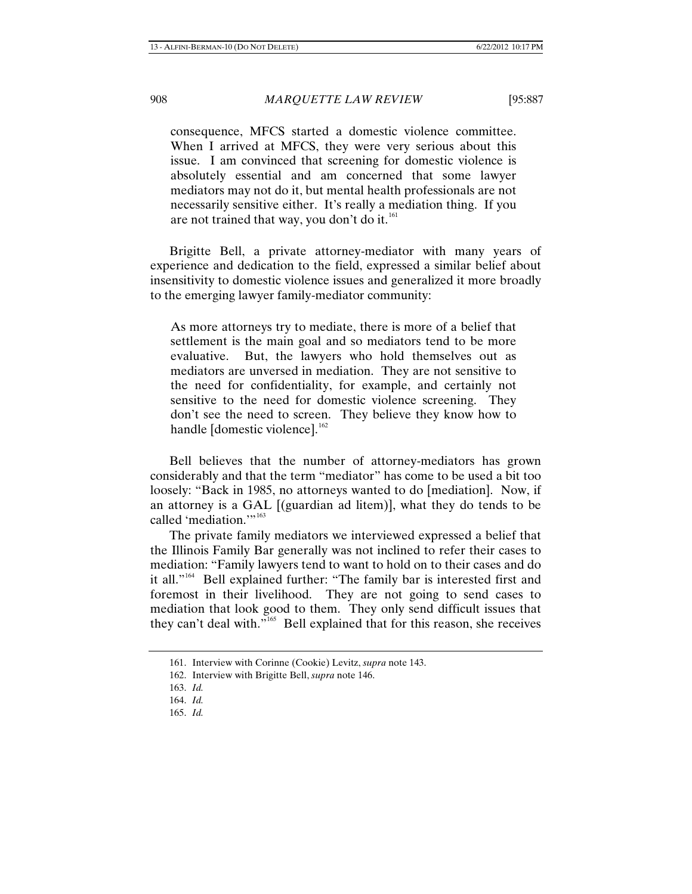> consequence, MFCS started a domestic violence committee. When I arrived at MFCS, they were very serious about this issue. I am convinced that screening for domestic violence is absolutely essential and am concerned that some lawyer mediators may not do it, but mental health professionals are not necessarily sensitive either. It's really a mediation thing. If you are not trained that way, you don't do it.[161]

Brigitte Bell, a private attorney-mediator with many years of experience and dedication to the field, expressed a similar belief about insensitivity to domestic violence issues and generalized it more broadly to the emerging lawyer family-mediator community:

> As more attorneys try to mediate, there is more of a belief that settlement is the main goal and so mediators tend to be more evaluative. But, the lawyers who hold themselves out as mediators are unversed in mediation. They are not sensitive to the need for confidentiality, for example, and certainly not sensitive to the need for domestic violence screening. They don't see the need to screen. They believe they know how to handle [domestic violence].[162]

Bell believes that the number of attorney-mediators has grown considerably and that the term "mediator" has come to be used a bit too loosely: "Back in 1985, no attorneys wanted to do [mediation]. Now, if an attorney is a GAL [(guardian ad litem)], what they do tends to be called 'mediation.'"[163]

The private family mediators we interviewed expressed a belief that the Illinois Family Bar generally was not inclined to refer their cases to mediation: "Family lawyers tend to want to hold on to their cases and do it all."[164] Bell explained further: "The family bar is interested first and foremost in their livelihood. They are not going to send cases to mediation that look good to them. They only send difficult issues that they can't deal with."[165] Bell explained that for this reason, she receives

---

161. Interview with Corinne (Cookie) Levitz, *supra* note 143.

162. Interview with Brigitte Bell, *supra* note 146.

163. *Id.*

164. *Id.*

165. *Id.*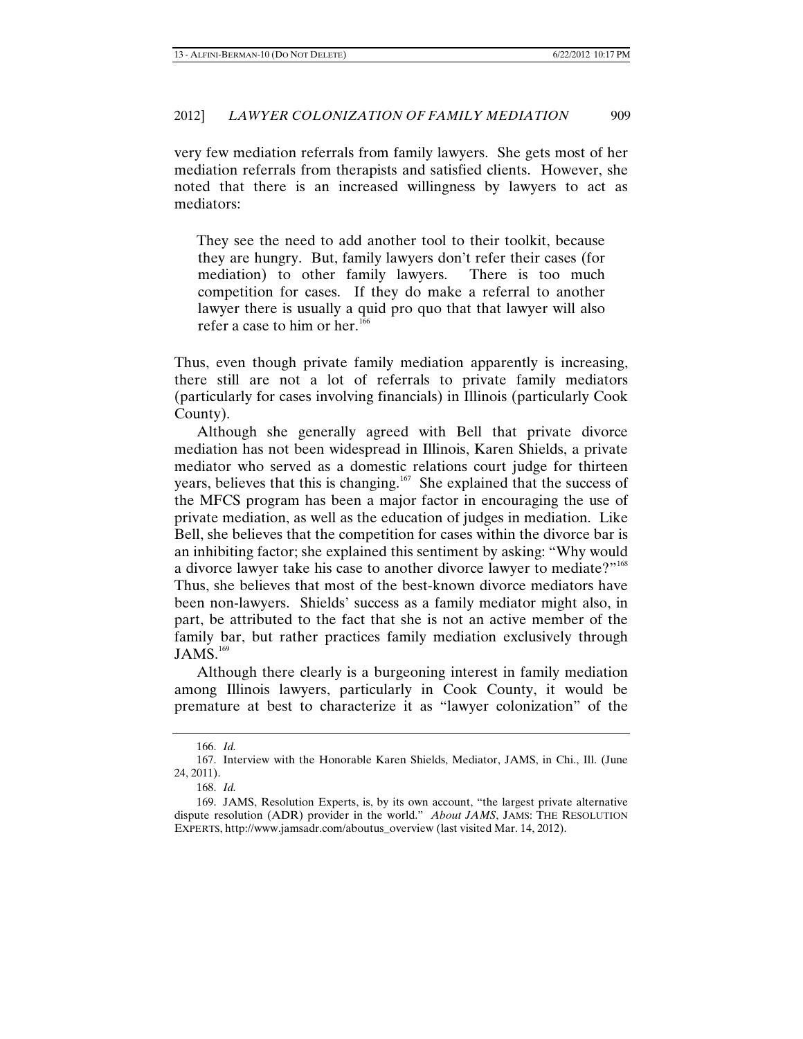very few mediation referrals from family lawyers. She gets most of her mediation referrals from therapists and satisfied clients. However, she noted that there is an increased willingness by lawyers to act as mediators:

> They see the need to add another tool to their toolkit, because they are hungry. But, family lawyers don't refer their cases (for mediation) to other family lawyers. There is too much competition for cases. If they do make a referral to another lawyer there is usually a quid pro quo that that lawyer will also refer a case to him or her.[166]

Thus, even though private family mediation apparently is increasing, there still are not a lot of referrals to private family mediators (particularly for cases involving financials) in Illinois (particularly Cook County).

Although she generally agreed with Bell that private divorce mediation has not been widespread in Illinois, Karen Shields, a private mediator who served as a domestic relations court judge for thirteen years, believes that this is changing.[167] She explained that the success of the MFCS program has been a major factor in encouraging the use of private mediation, as well as the education of judges in mediation. Like Bell, she believes that the competition for cases within the divorce bar is an inhibiting factor; she explained this sentiment by asking: "Why would a divorce lawyer take his case to another divorce lawyer to mediate?"[168] Thus, she believes that most of the best-known divorce mediators have been non-lawyers. Shields' success as a family mediator might also, in part, be attributed to the fact that she is not an active member of the family bar, but rather practices family mediation exclusively through JAMS.[169]

Although there clearly is a burgeoning interest in family mediation among Illinois lawyers, particularly in Cook County, it would be premature at best to characterize it as "lawyer colonization" of the

---

166. *Id.*

167. Interview with the Honorable Karen Shields, Mediator, JAMS, in Chi., Ill. (June 24, 2011).

168. *Id.*

169. JAMS, Resolution Experts, is, by its own account, "the largest private alternative dispute resolution (ADR) provider in the world." *About JAMS*, JAMS: THE RESOLUTION EXPERTS, http://www.jamsadr.com/aboutus_overview (last visited Mar. 14, 2012).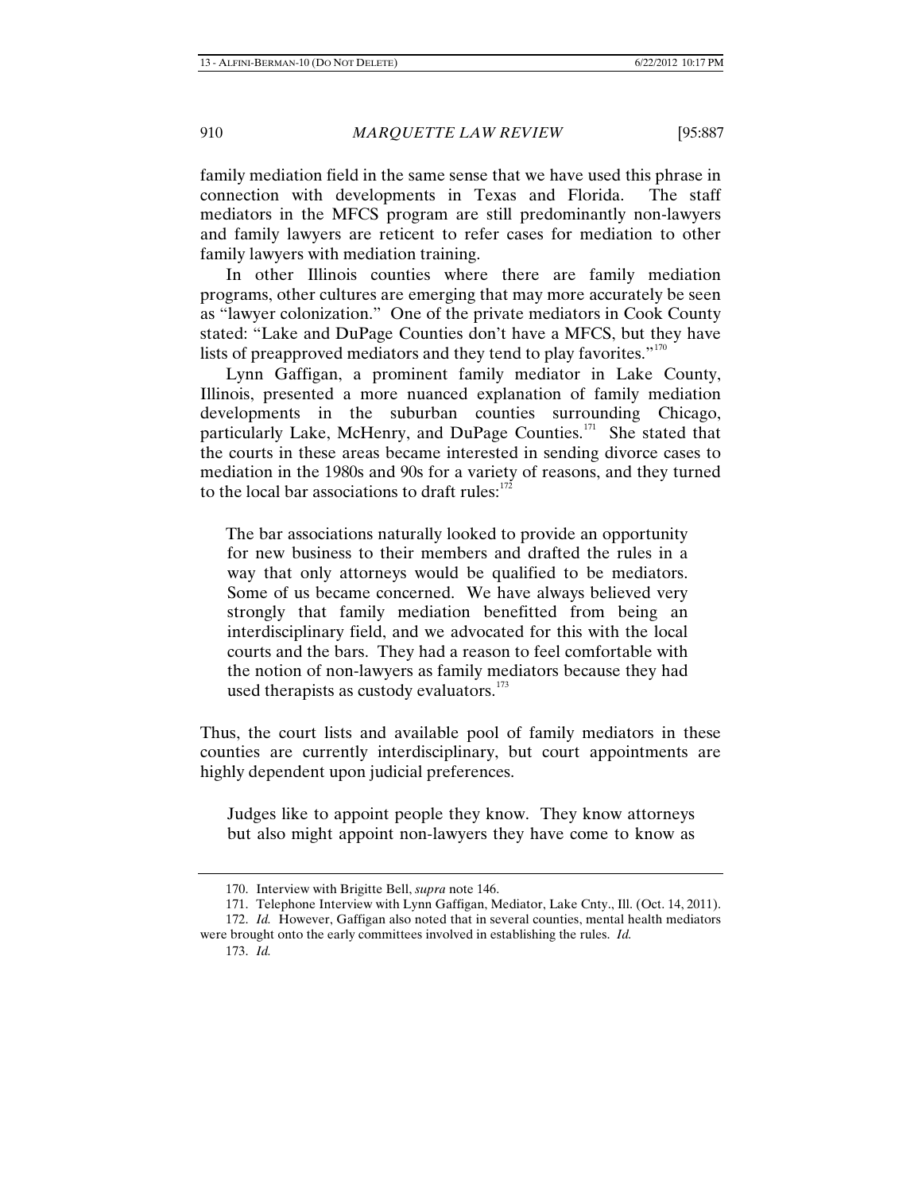family mediation field in the same sense that we have used this phrase in connection with developments in Texas and Florida. The staff mediators in the MFCS program are still predominantly non-lawyers and family lawyers are reticent to refer cases for mediation to other family lawyers with mediation training.

In other Illinois counties where there are family mediation programs, other cultures are emerging that may more accurately be seen as "lawyer colonization." One of the private mediators in Cook County stated: "Lake and DuPage Counties don't have a MFCS, but they have lists of preapproved mediators and they tend to play favorites."[170]

Lynn Gaffigan, a prominent family mediator in Lake County, Illinois, presented a more nuanced explanation of family mediation developments in the suburban counties surrounding Chicago, particularly Lake, McHenry, and DuPage Counties.[171] She stated that the courts in these areas became interested in sending divorce cases to mediation in the 1980s and 90s for a variety of reasons, and they turned to the local bar associations to draft rules:[172]

> The bar associations naturally looked to provide an opportunity for new business to their members and drafted the rules in a way that only attorneys would be qualified to be mediators. Some of us became concerned. We have always believed very strongly that family mediation benefitted from being an interdisciplinary field, and we advocated for this with the local courts and the bars. They had a reason to feel comfortable with the notion of non-lawyers as family mediators because they had used therapists as custody evaluators.[173]

Thus, the court lists and available pool of family mediators in these counties are currently interdisciplinary, but court appointments are highly dependent upon judicial preferences.

> Judges like to appoint people they know. They know attorneys but also might appoint non-lawyers they have come to know as

---

170. Interview with Brigitte Bell, *supra* note 146.

171. Telephone Interview with Lynn Gaffigan, Mediator, Lake Cnty., Ill. (Oct. 14, 2011).

172. *Id.* However, Gaffigan also noted that in several counties, mental health mediators were brought onto the early committees involved in establishing the rules. *Id.*

173. *Id.*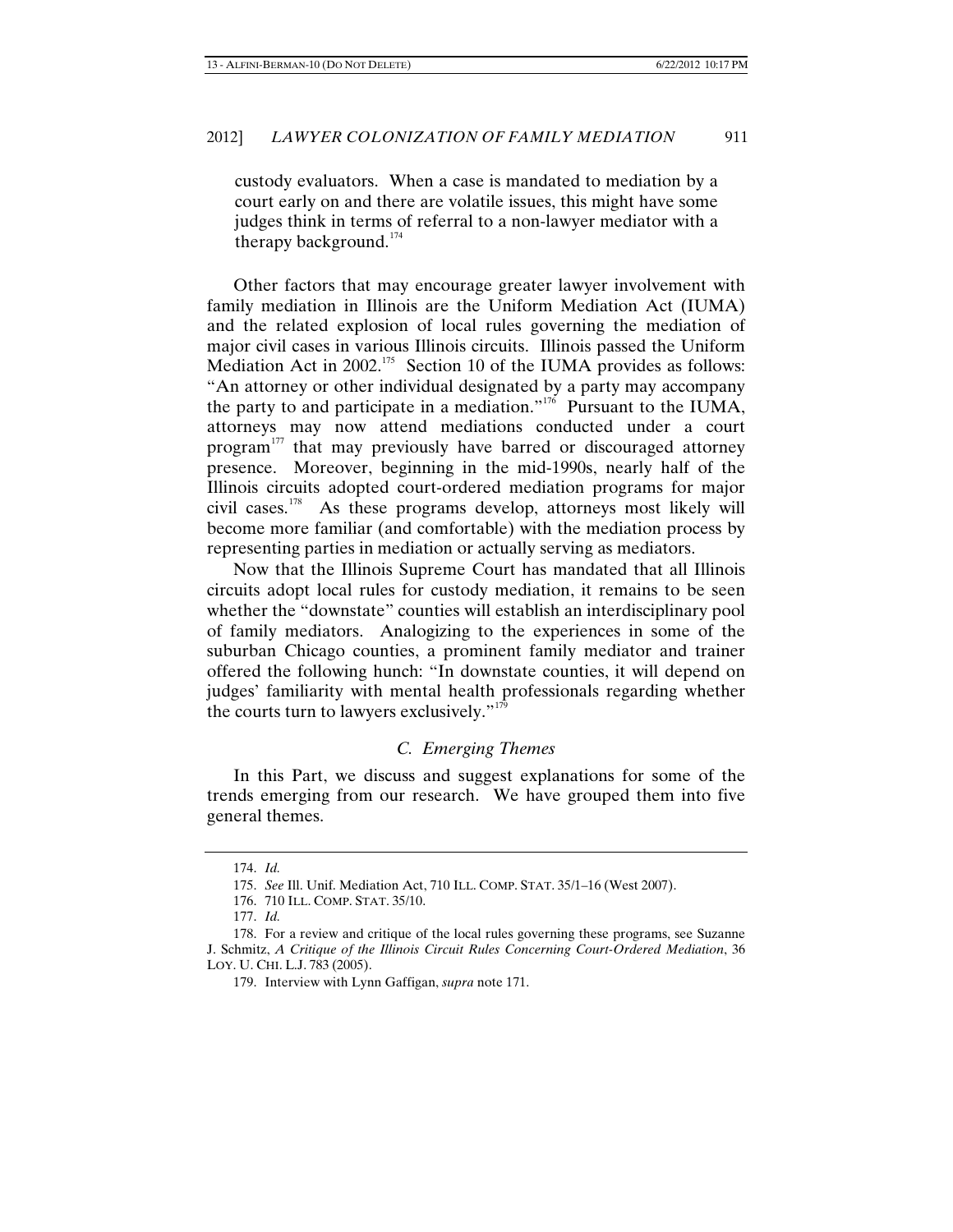custody evaluators. When a case is mandated to mediation by a court early on and there are volatile issues, this might have some judges think in terms of referral to a non-lawyer mediator with a therapy background.[174]

Other factors that may encourage greater lawyer involvement with family mediation in Illinois are the Uniform Mediation Act (IUMA) and the related explosion of local rules governing the mediation of major civil cases in various Illinois circuits. Illinois passed the Uniform Mediation Act in 2002.[175] Section 10 of the IUMA provides as follows: "An attorney or other individual designated by a party may accompany the party to and participate in a mediation."[176] Pursuant to the IUMA, attorneys may now attend mediations conducted under a court program[177] that may previously have barred or discouraged attorney presence. Moreover, beginning in the mid-1990s, nearly half of the Illinois circuits adopted court-ordered mediation programs for major civil cases.[178] As these programs develop, attorneys most likely will become more familiar (and comfortable) with the mediation process by representing parties in mediation or actually serving as mediators.

Now that the Illinois Supreme Court has mandated that all Illinois circuits adopt local rules for custody mediation, it remains to be seen whether the "downstate" counties will establish an interdisciplinary pool of family mediators. Analogizing to the experiences in some of the suburban Chicago counties, a prominent family mediator and trainer offered the following hunch: "In downstate counties, it will depend on judges' familiarity with mental health professionals regarding whether the courts turn to lawyers exclusively."[179]

### *C. Emerging Themes*

In this Part, we discuss and suggest explanations for some of the trends emerging from our research. We have grouped them into five general themes.

---

174. *Id.*

175. *See* Ill. Unif. Mediation Act, 710 ILL. COMP. STAT. 35/1–16 (West 2007).

176. 710 ILL. COMP. STAT. 35/10.

177. *Id.*

178. For a review and critique of the local rules governing these programs, see Suzanne J. Schmitz, *A Critique of the Illinois Circuit Rules Concerning Court-Ordered Mediation*, 36 LOY. U. CHI. L.J. 783 (2005).

179. Interview with Lynn Gaffigan, *supra* note 171.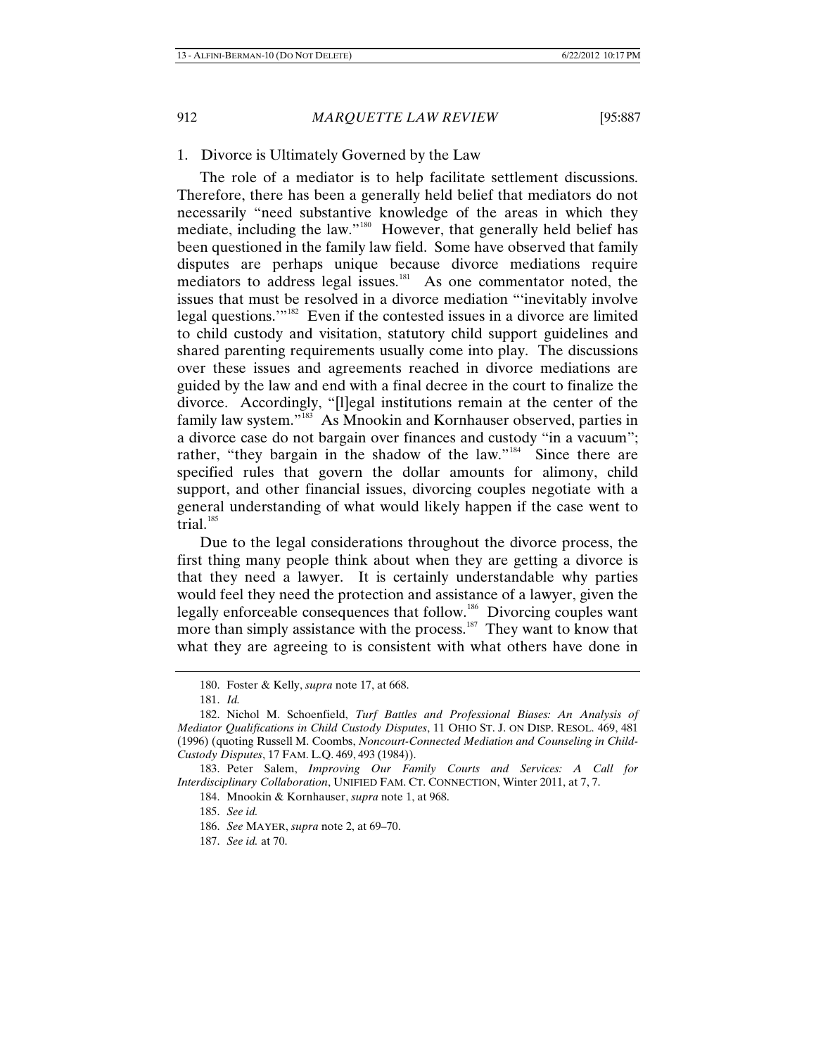### 1. Divorce is Ultimately Governed by the Law

The role of a mediator is to help facilitate settlement discussions. Therefore, there has been a generally held belief that mediators do not necessarily "need substantive knowledge of the areas in which they mediate, including the law."[180] However, that generally held belief has been questioned in the family law field. Some have observed that family disputes are perhaps unique because divorce mediations require mediators to address legal issues.[181] As one commentator noted, the issues that must be resolved in a divorce mediation "'inevitably involve legal questions.'"[182] Even if the contested issues in a divorce are limited to child custody and visitation, statutory child support guidelines and shared parenting requirements usually come into play. The discussions over these issues and agreements reached in divorce mediations are guided by the law and end with a final decree in the court to finalize the divorce. Accordingly, "[l]egal institutions remain at the center of the family law system."[183] As Mnookin and Kornhauser observed, parties in a divorce case do not bargain over finances and custody "in a vacuum"; rather, "they bargain in the shadow of the law."[184] Since there are specified rules that govern the dollar amounts for alimony, child support, and other financial issues, divorcing couples negotiate with a general understanding of what would likely happen if the case went to trial.[185]

Due to the legal considerations throughout the divorce process, the first thing many people think about when they are getting a divorce is that they need a lawyer. It is certainly understandable why parties would feel they need the protection and assistance of a lawyer, given the legally enforceable consequences that follow.[186] Divorcing couples want more than simply assistance with the process.[187] They want to know that what they are agreeing to is consistent with what others have done in

---

180. Foster & Kelly, *supra* note 17, at 668.

181. *Id.*

182. Nichol M. Schoenfield, *Turf Battles and Professional Biases: An Analysis of Mediator Qualifications in Child Custody Disputes*, 11 OHIO ST. J. ON DISP. RESOL. 469, 481 (1996) (quoting Russell M. Coombs, *Noncourt-Connected Mediation and Counseling in Child-Custody Disputes*, 17 FAM. L.Q. 469, 493 (1984)).

183. Peter Salem, *Improving Our Family Courts and Services: A Call for Interdisciplinary Collaboration*, UNIFIED FAM. CT. CONNECTION, Winter 2011, at 7, 7.

184. Mnookin & Kornhauser, *supra* note 1, at 968.

185. *See id.*

186. *See* MAYER, *supra* note 2, at 69–70.

187. *See id.* at 70.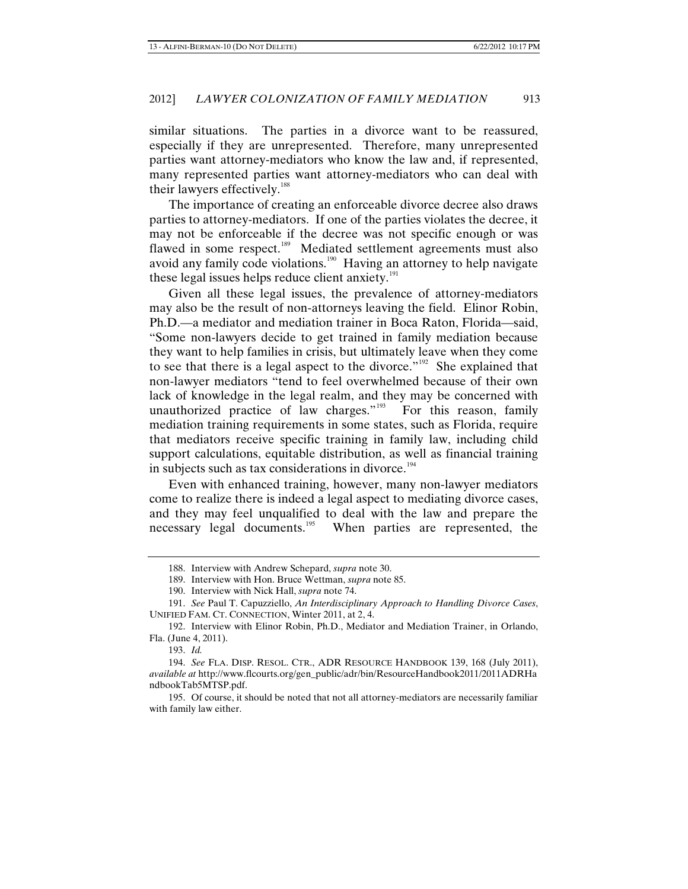similar situations. The parties in a divorce want to be reassured, especially if they are unrepresented. Therefore, many unrepresented parties want attorney-mediators who know the law and, if represented, many represented parties want attorney-mediators who can deal with their lawyers effectively.[188]

The importance of creating an enforceable divorce decree also draws parties to attorney-mediators. If one of the parties violates the decree, it may not be enforceable if the decree was not specific enough or was flawed in some respect.[189] Mediated settlement agreements must also avoid any family code violations.[190] Having an attorney to help navigate these legal issues helps reduce client anxiety.[191]

Given all these legal issues, the prevalence of attorney-mediators may also be the result of non-attorneys leaving the field. Elinor Robin, Ph.D.—a mediator and mediation trainer in Boca Raton, Florida—said, "Some non-lawyers decide to get trained in family mediation because they want to help families in crisis, but ultimately leave when they come to see that there is a legal aspect to the divorce."[192] She explained that non-lawyer mediators "tend to feel overwhelmed because of their own lack of knowledge in the legal realm, and they may be concerned with unauthorized practice of law charges."[193] For this reason, family mediation training requirements in some states, such as Florida, require that mediators receive specific training in family law, including child support calculations, equitable distribution, as well as financial training in subjects such as tax considerations in divorce.[194]

Even with enhanced training, however, many non-lawyer mediators come to realize there is indeed a legal aspect to mediating divorce cases, and they may feel unqualified to deal with the law and prepare the necessary legal documents.[195] When parties are represented, the

---

188. Interview with Andrew Schepard, *supra* note 30.

189. Interview with Hon. Bruce Wettman, *supra* note 85.

190. Interview with Nick Hall, *supra* note 74.

191. *See* Paul T. Capuzziello, *An Interdisciplinary Approach to Handling Divorce Cases*, UNIFIED FAM. CT. CONNECTION, Winter 2011, at 2, 4.

192. Interview with Elinor Robin, Ph.D., Mediator and Mediation Trainer, in Orlando, Fla. (June 4, 2011).

193. *Id.*

194. *See* FLA. DISP. RESOL. CTR., ADR RESOURCE HANDBOOK 139, 168 (July 2011), *available at* http://www.flcourts.org/gen_public/adr/bin/ResourceHandbook2011/2011ADRHandbookTab5MTSP.pdf.

195. Of course, it should be noted that not all attorney-mediators are necessarily familiar with family law either.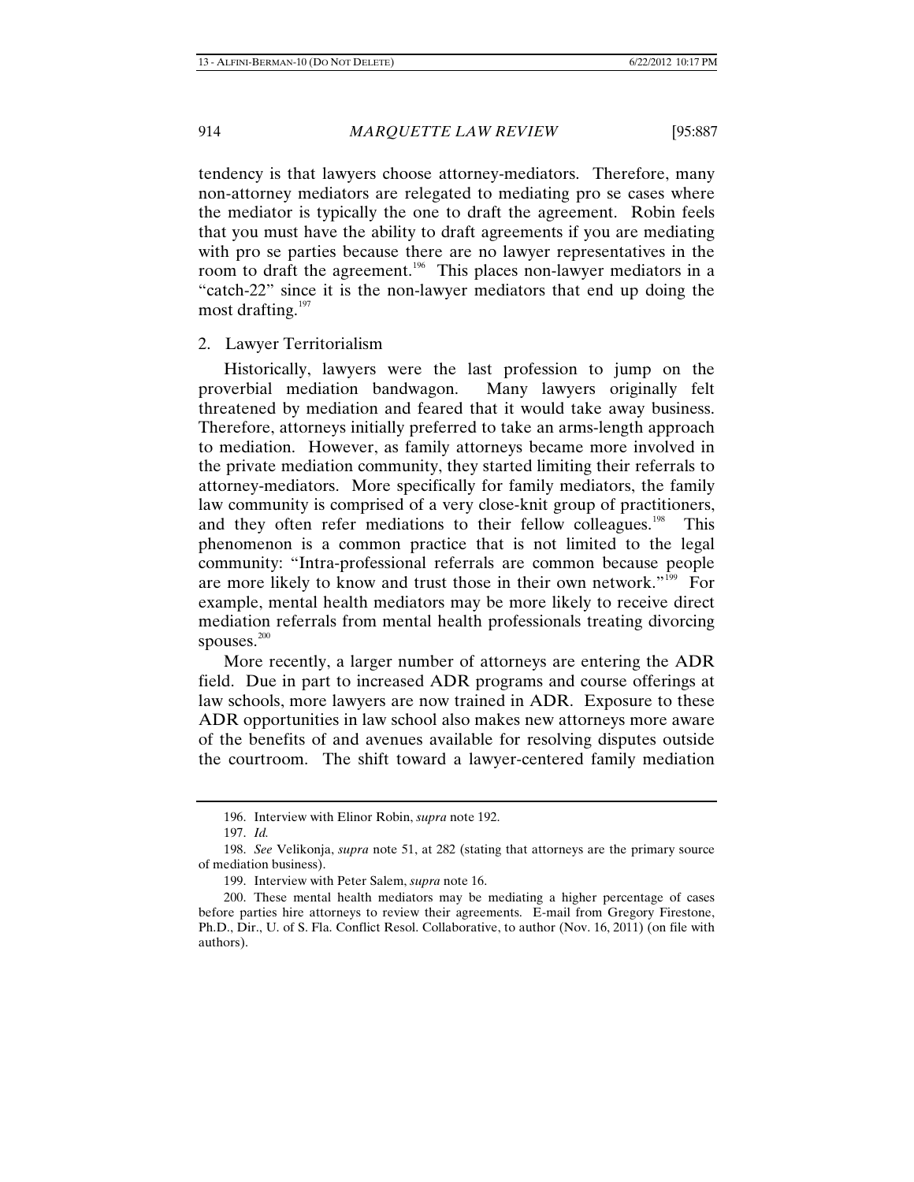tendency is that lawyers choose attorney-mediators. Therefore, many non-attorney mediators are relegated to mediating pro se cases where the mediator is typically the one to draft the agreement. Robin feels that you must have the ability to draft agreements if you are mediating with pro se parties because there are no lawyer representatives in the room to draft the agreement.[196] This places non-lawyer mediators in a "catch-22" since it is the non-lawyer mediators that end up doing the most drafting.[197]

### 2. Lawyer Territorialism

Historically, lawyers were the last profession to jump on the proverbial mediation bandwagon. Many lawyers originally felt threatened by mediation and feared that it would take away business. Therefore, attorneys initially preferred to take an arms-length approach to mediation. However, as family attorneys became more involved in the private mediation community, they started limiting their referrals to attorney-mediators. More specifically for family mediators, the family law community is comprised of a very close-knit group of practitioners, and they often refer mediations to their fellow colleagues.[198] This phenomenon is a common practice that is not limited to the legal community: "Intra-professional referrals are common because people are more likely to know and trust those in their own network."[199] For example, mental health mediators may be more likely to receive direct mediation referrals from mental health professionals treating divorcing spouses.[200]

More recently, a larger number of attorneys are entering the ADR field. Due in part to increased ADR programs and course offerings at law schools, more lawyers are now trained in ADR. Exposure to these ADR opportunities in law school also makes new attorneys more aware of the benefits of and avenues available for resolving disputes outside the courtroom. The shift toward a lawyer-centered family mediation

---

196. Interview with Elinor Robin, *supra* note 192.

197. *Id.*

198. *See* Velikonja, *supra* note 51, at 282 (stating that attorneys are the primary source of mediation business).

199. Interview with Peter Salem, *supra* note 16.

200. These mental health mediators may be mediating a higher percentage of cases before parties hire attorneys to review their agreements. E-mail from Gregory Firestone, Ph.D., Dir., U. of S. Fla. Conflict Resol. Collaborative, to author (Nov. 16, 2011) (on file with authors).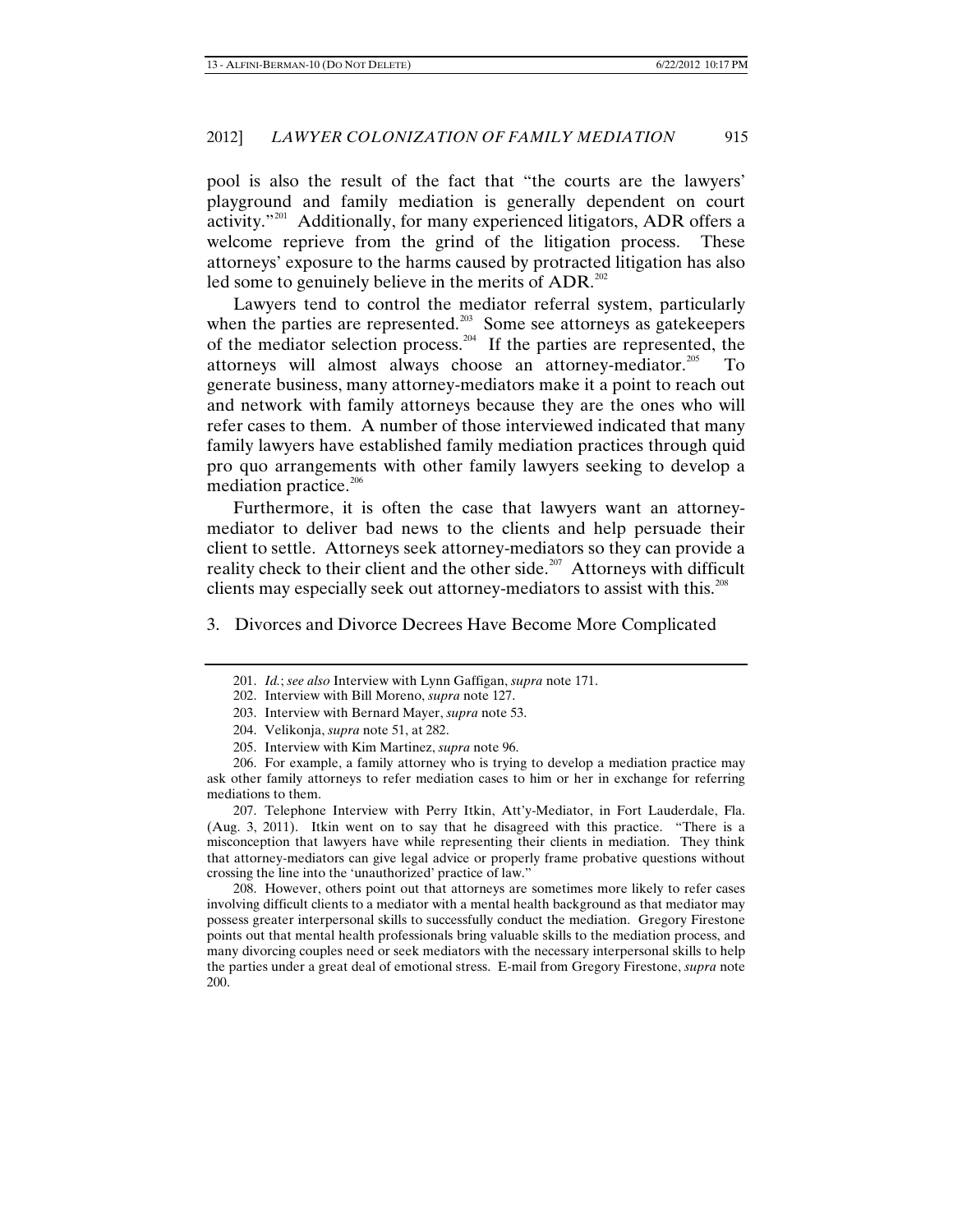pool is also the result of the fact that "the courts are the lawyers' playground and family mediation is generally dependent on court activity."[201] Additionally, for many experienced litigators, ADR offers a welcome reprieve from the grind of the litigation process. These attorneys' exposure to the harms caused by protracted litigation has also led some to genuinely believe in the merits of ADR.[202]

Lawyers tend to control the mediator referral system, particularly when the parties are represented.[203] Some see attorneys as gatekeepers of the mediator selection process.[204] If the parties are represented, the attorneys will almost always choose an attorney-mediator.[205] To generate business, many attorney-mediators make it a point to reach out and network with family attorneys because they are the ones who will refer cases to them. A number of those interviewed indicated that many family lawyers have established family mediation practices through quid pro quo arrangements with other family lawyers seeking to develop a mediation practice.[206]

Furthermore, it is often the case that lawyers want an attorney-mediator to deliver bad news to the clients and help persuade their client to settle. Attorneys seek attorney-mediators so they can provide a reality check to their client and the other side.[207] Attorneys with difficult clients may especially seek out attorney-mediators to assist with this.[208]

### 3. Divorces and Divorce Decrees Have Become More Complicated

---

201. *Id.*; *see also* Interview with Lynn Gaffigan, *supra* note 171.

202. Interview with Bill Moreno, *supra* note 127.

203. Interview with Bernard Mayer, *supra* note 53.

204. Velikonja, *supra* note 51, at 282.

205. Interview with Kim Martinez, *supra* note 96.

206. For example, a family attorney who is trying to develop a mediation practice may ask other family attorneys to refer mediation cases to him or her in exchange for referring mediations to them.

207. Telephone Interview with Perry Itkin, Att'y-Mediator, in Fort Lauderdale, Fla. (Aug. 3, 2011). Itkin went on to say that he disagreed with this practice. "There is a misconception that lawyers have while representing their clients in mediation. They think that attorney-mediators can give legal advice or properly frame probative questions without crossing the line into the 'unauthorized' practice of law."

208. However, others point out that attorneys are sometimes more likely to refer cases involving difficult clients to a mediator with a mental health background as that mediator may possess greater interpersonal skills to successfully conduct the mediation. Gregory Firestone points out that mental health professionals bring valuable skills to the mediation process, and many divorcing couples need or seek mediators with the necessary interpersonal skills to help the parties under a great deal of emotional stress. E-mail from Gregory Firestone, *supra* note 200.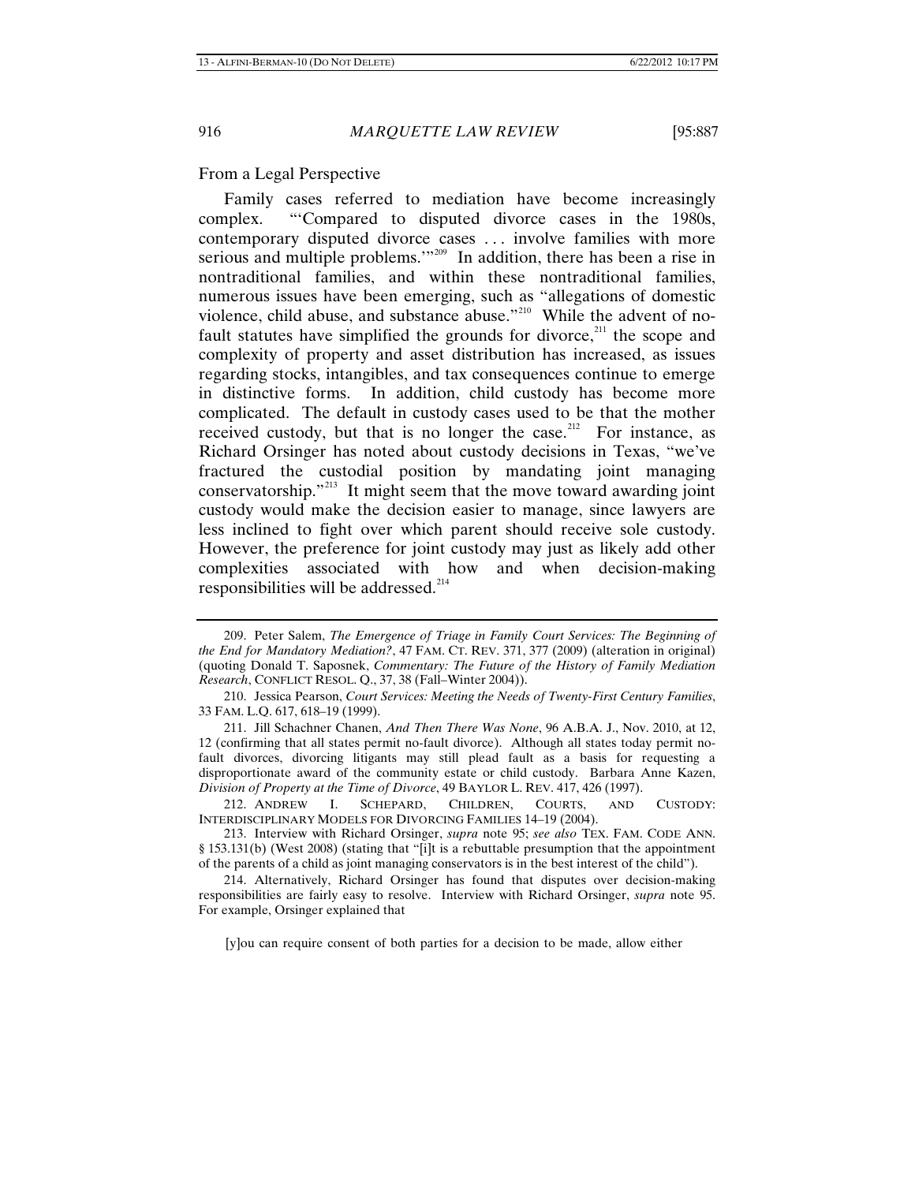From a Legal Perspective

Family cases referred to mediation have become increasingly complex. "'Compared to disputed divorce cases in the 1980s, contemporary disputed divorce cases . . . involve families with more serious and multiple problems.'"[209] In addition, there has been a rise in nontraditional families, and within these nontraditional families, numerous issues have been emerging, such as "allegations of domestic violence, child abuse, and substance abuse."[210] While the advent of no-fault statutes have simplified the grounds for divorce,[211] the scope and complexity of property and asset distribution has increased, as issues regarding stocks, intangibles, and tax consequences continue to emerge in distinctive forms. In addition, child custody has become more complicated. The default in custody cases used to be that the mother received custody, but that is no longer the case.[212] For instance, as Richard Orsinger has noted about custody decisions in Texas, "we've fractured the custodial position by mandating joint managing conservatorship."[213] It might seem that the move toward awarding joint custody would make the decision easier to manage, since lawyers are less inclined to fight over which parent should receive sole custody. However, the preference for joint custody may just as likely add other complexities associated with how and when decision-making responsibilities will be addressed.[214]

---

209. Peter Salem, *The Emergence of Triage in Family Court Services: The Beginning of the End for Mandatory Mediation?*, 47 FAM. CT. REV. 371, 377 (2009) (alteration in original) (quoting Donald T. Saposnek, *Commentary: The Future of the History of Family Mediation Research*, CONFLICT RESOL. Q., 37, 38 (Fall–Winter 2004)).

210. Jessica Pearson, *Court Services: Meeting the Needs of Twenty-First Century Families*, 33 FAM. L.Q. 617, 618–19 (1999).

211. Jill Schachner Chanen, *And Then There Was None*, 96 A.B.A. J., Nov. 2010, at 12, 12 (confirming that all states permit no-fault divorce). Although all states today permit no-fault divorces, divorcing litigants may still plead fault as a basis for requesting a disproportionate award of the community estate or child custody. Barbara Anne Kazen, *Division of Property at the Time of Divorce*, 49 BAYLOR L. REV. 417, 426 (1997).

212. ANDREW I. SCHEPARD, CHILDREN, COURTS, AND CUSTODY: INTERDISCIPLINARY MODELS FOR DIVORCING FAMILIES 14–19 (2004).

213. Interview with Richard Orsinger, *supra* note 95; *see also* TEX. FAM. CODE ANN. § 153.131(b) (West 2008) (stating that "[i]t is a rebuttable presumption that the appointment of the parents of a child as joint managing conservators is in the best interest of the child").

214. Alternatively, Richard Orsinger has found that disputes over decision-making responsibilities are fairly easy to resolve. Interview with Richard Orsinger, *supra* note 95. For example, Orsinger explained that

> [y]ou can require consent of both parties for a decision to be made, allow either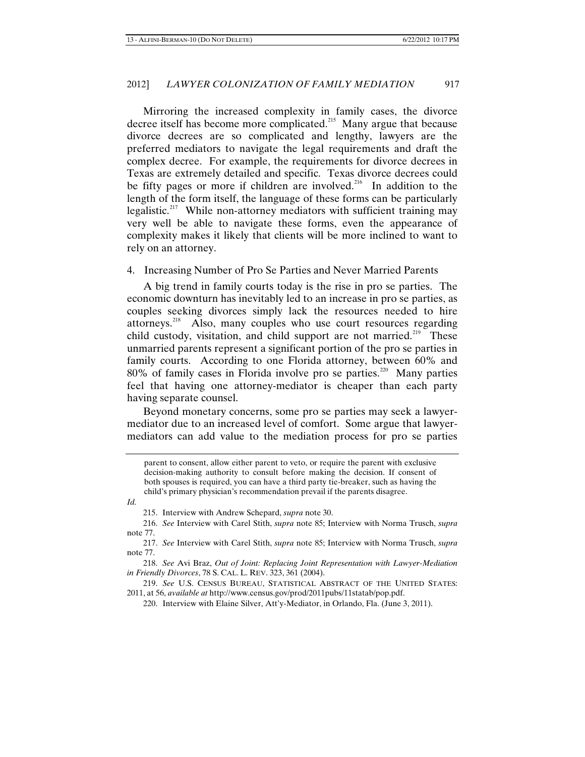Mirroring the increased complexity in family cases, the divorce decree itself has become more complicated.[215] Many argue that because divorce decrees are so complicated and lengthy, lawyers are the preferred mediators to navigate the legal requirements and draft the complex decree. For example, the requirements for divorce decrees in Texas are extremely detailed and specific. Texas divorce decrees could be fifty pages or more if children are involved.[216] In addition to the length of the form itself, the language of these forms can be particularly legalistic.[217] While non-attorney mediators with sufficient training may very well be able to navigate these forms, even the appearance of complexity makes it likely that clients will be more inclined to want to rely on an attorney.

### 4. Increasing Number of Pro Se Parties and Never Married Parents

A big trend in family courts today is the rise in pro se parties. The economic downturn has inevitably led to an increase in pro se parties, as couples seeking divorces simply lack the resources needed to hire attorneys.[218] Also, many couples who use court resources regarding child custody, visitation, and child support are not married.[219] These unmarried parents represent a significant portion of the pro se parties in family courts. According to one Florida attorney, between 60% and 80% of family cases in Florida involve pro se parties.[220] Many parties feel that having one attorney-mediator is cheaper than each party having separate counsel.

Beyond monetary concerns, some pro se parties may seek a lawyer-mediator due to an increased level of comfort. Some argue that lawyer-mediators can add value to the mediation process for pro se parties

---

parent to consent, allow either parent to veto, or require the parent with exclusive decision-making authority to consult before making the decision. If consent of both spouses is required, you can have a third party tie-breaker, such as having the child's primary physician's recommendation prevail if the parents disagree.

*Id.*

215. Interview with Andrew Schepard, *supra* note 30.

216. *See* Interview with Carel Stith, *supra* note 85; Interview with Norma Trusch, *supra* note 77.

217. *See* Interview with Carel Stith, *supra* note 85; Interview with Norma Trusch, *supra* note 77.

218. *See* Avi Braz, *Out of Joint: Replacing Joint Representation with Lawyer-Mediation in Friendly Divorces*, 78 S. CAL. L. REV. 323, 361 (2004).

219. *See* U.S. CENSUS BUREAU, STATISTICAL ABSTRACT OF THE UNITED STATES: 2011, at 56, *available at* http://www.census.gov/prod/2011pubs/11statab/pop.pdf.

220. Interview with Elaine Silver, Att'y-Mediator, in Orlando, Fla. (June 3, 2011).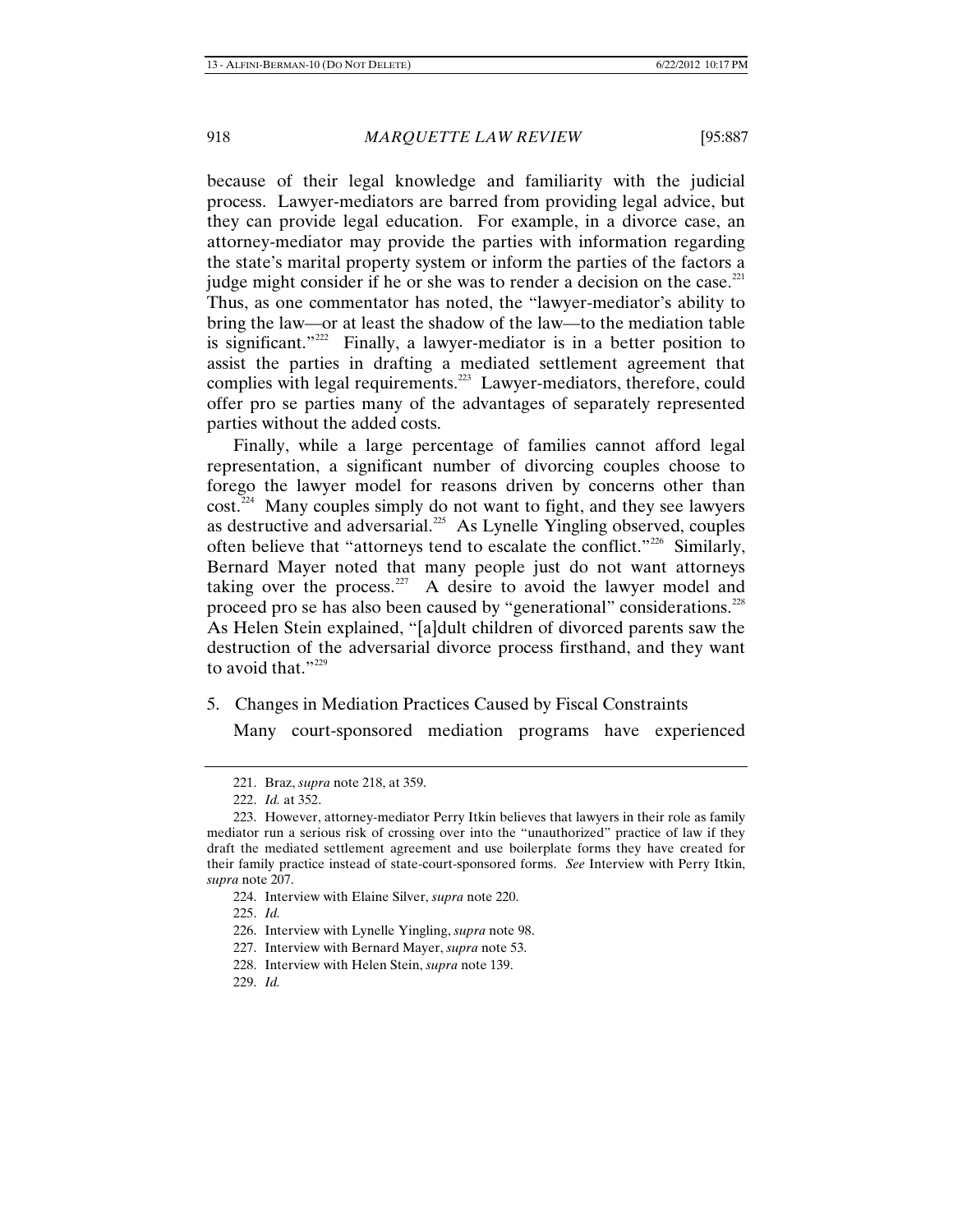because of their legal knowledge and familiarity with the judicial process. Lawyer-mediators are barred from providing legal advice, but they can provide legal education. For example, in a divorce case, an attorney-mediator may provide the parties with information regarding the state's marital property system or inform the parties of the factors a judge might consider if he or she was to render a decision on the case.[221] Thus, as one commentator has noted, the "lawyer-mediator's ability to bring the law—or at least the shadow of the law—to the mediation table is significant."[222] Finally, a lawyer-mediator is in a better position to assist the parties in drafting a mediated settlement agreement that complies with legal requirements.[223] Lawyer-mediators, therefore, could offer pro se parties many of the advantages of separately represented parties without the added costs.

Finally, while a large percentage of families cannot afford legal representation, a significant number of divorcing couples choose to forego the lawyer model for reasons driven by concerns other than cost.[224] Many couples simply do not want to fight, and they see lawyers as destructive and adversarial.[225] As Lynelle Yingling observed, couples often believe that "attorneys tend to escalate the conflict."[226] Similarly, Bernard Mayer noted that many people just do not want attorneys taking over the process.[227] A desire to avoid the lawyer model and proceed pro se has also been caused by "generational" considerations.[228] As Helen Stein explained, "[a]dult children of divorced parents saw the destruction of the adversarial divorce process firsthand, and they want to avoid that."[229]

5. Changes in Mediation Practices Caused by Fiscal Constraints

Many court-sponsored mediation programs have experienced

221. Braz, *supra* note 218, at 359.

222. *Id.* at 352.

223. However, attorney-mediator Perry Itkin believes that lawyers in their role as family mediator run a serious risk of crossing over into the "unauthorized" practice of law if they draft the mediated settlement agreement and use boilerplate forms they have created for their family practice instead of state-court-sponsored forms. *See* Interview with Perry Itkin, *supra* note 207.

224. Interview with Elaine Silver, *supra* note 220.

225. *Id.*

226. Interview with Lynelle Yingling, *supra* note 98.

227. Interview with Bernard Mayer, *supra* note 53.

228. Interview with Helen Stein, *supra* note 139.

229. *Id.*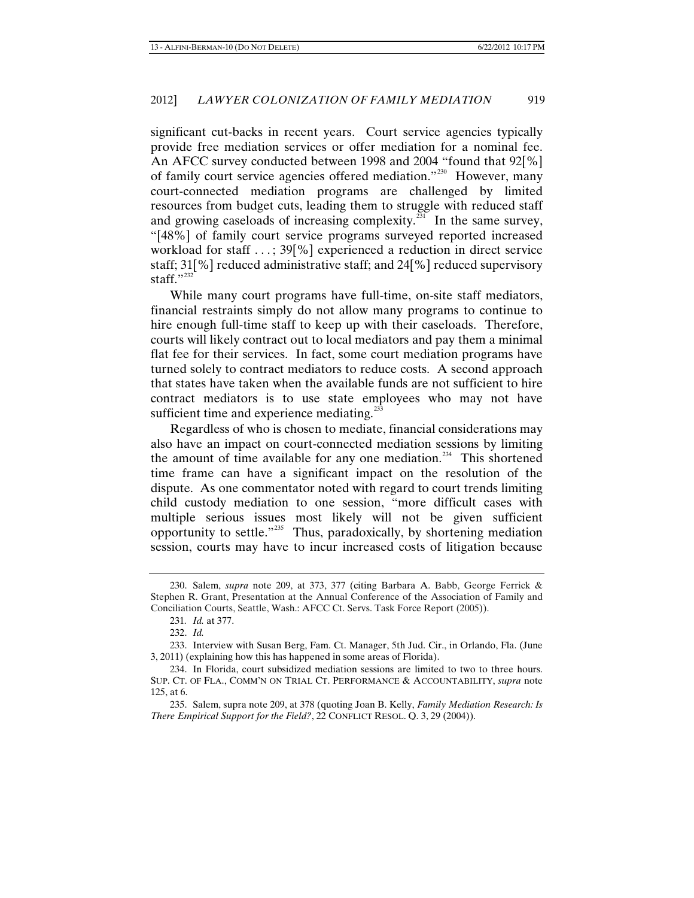significant cut-backs in recent years. Court service agencies typically provide free mediation services or offer mediation for a nominal fee. An AFCC survey conducted between 1998 and 2004 "found that 92[%] of family court service agencies offered mediation."[230] However, many court-connected mediation programs are challenged by limited resources from budget cuts, leading them to struggle with reduced staff and growing caseloads of increasing complexity.[231] In the same survey, "[48%] of family court service programs surveyed reported increased workload for staff . . . ; 39[%] experienced a reduction in direct service staff; 31[%] reduced administrative staff; and 24[%] reduced supervisory staff."[232]

While many court programs have full-time, on-site staff mediators, financial restraints simply do not allow many programs to continue to hire enough full-time staff to keep up with their caseloads. Therefore, courts will likely contract out to local mediators and pay them a minimal flat fee for their services. In fact, some court mediation programs have turned solely to contract mediators to reduce costs. A second approach that states have taken when the available funds are not sufficient to hire contract mediators is to use state employees who may not have sufficient time and experience mediating.[233]

Regardless of who is chosen to mediate, financial considerations may also have an impact on court-connected mediation sessions by limiting the amount of time available for any one mediation.[234] This shortened time frame can have a significant impact on the resolution of the dispute. As one commentator noted with regard to court trends limiting child custody mediation to one session, "more difficult cases with multiple serious issues most likely will not be given sufficient opportunity to settle."[235] Thus, paradoxically, by shortening mediation session, courts may have to incur increased costs of litigation because

---

230. Salem, *supra* note 209, at 373, 377 (citing Barbara A. Babb, George Ferrick & Stephen R. Grant, Presentation at the Annual Conference of the Association of Family and Conciliation Courts, Seattle, Wash.: AFCC Ct. Servs. Task Force Report (2005)).

231. *Id.* at 377.

232. *Id.*

233. Interview with Susan Berg, Fam. Ct. Manager, 5th Jud. Cir., in Orlando, Fla. (June 3, 2011) (explaining how this has happened in some areas of Florida).

234. In Florida, court subsidized mediation sessions are limited to two to three hours. SUP. CT. OF FLA., COMM'N ON TRIAL CT. PERFORMANCE & ACCOUNTABILITY, *supra* note 125, at 6.

235. Salem, supra note 209, at 378 (quoting Joan B. Kelly, *Family Mediation Research: Is There Empirical Support for the Field?*, 22 CONFLICT RESOL. Q. 3, 29 (2004)).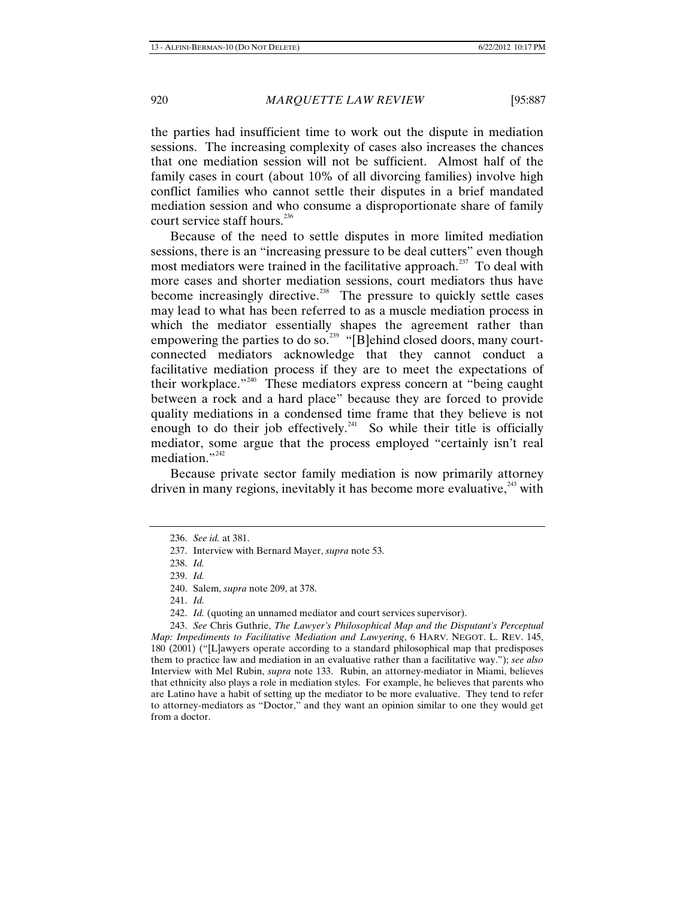the parties had insufficient time to work out the dispute in mediation sessions. The increasing complexity of cases also increases the chances that one mediation session will not be sufficient. Almost half of the family cases in court (about 10% of all divorcing families) involve high conflict families who cannot settle their disputes in a brief mandated mediation session and who consume a disproportionate share of family court service staff hours.[236]

Because of the need to settle disputes in more limited mediation sessions, there is an "increasing pressure to be deal cutters" even though most mediators were trained in the facilitative approach.[237] To deal with more cases and shorter mediation sessions, court mediators thus have become increasingly directive.[238] The pressure to quickly settle cases may lead to what has been referred to as a muscle mediation process in which the mediator essentially shapes the agreement rather than empowering the parties to do so.[239] "[B]ehind closed doors, many court-connected mediators acknowledge that they cannot conduct a facilitative mediation process if they are to meet the expectations of their workplace."[240] These mediators express concern at "being caught between a rock and a hard place" because they are forced to provide quality mediations in a condensed time frame that they believe is not enough to do their job effectively.[241] So while their title is officially mediator, some argue that the process employed "certainly isn't real mediation."[242]

Because private sector family mediation is now primarily attorney driven in many regions, inevitably it has become more evaluative,[243] with

---

236. *See id.* at 381.

237. Interview with Bernard Mayer, *supra* note 53.

238. *Id.*

239. *Id.*

240. Salem, *supra* note 209, at 378.

241. *Id.*

242. *Id.* (quoting an unnamed mediator and court services supervisor).

243. *See* Chris Guthrie, *The Lawyer's Philosophical Map and the Disputant's Perceptual Map: Impediments to Facilitative Mediation and Lawyering*, 6 HARV. NEGOT. L. REV. 145, 180 (2001) ("[L]awyers operate according to a standard philosophical map that predisposes them to practice law and mediation in an evaluative rather than a facilitative way."); *see also* Interview with Mel Rubin, *supra* note 133. Rubin, an attorney-mediator in Miami, believes that ethnicity also plays a role in mediation styles. For example, he believes that parents who are Latino have a habit of setting up the mediator to be more evaluative. They tend to refer to attorney-mediators as "Doctor," and they want an opinion similar to one they would get from a doctor.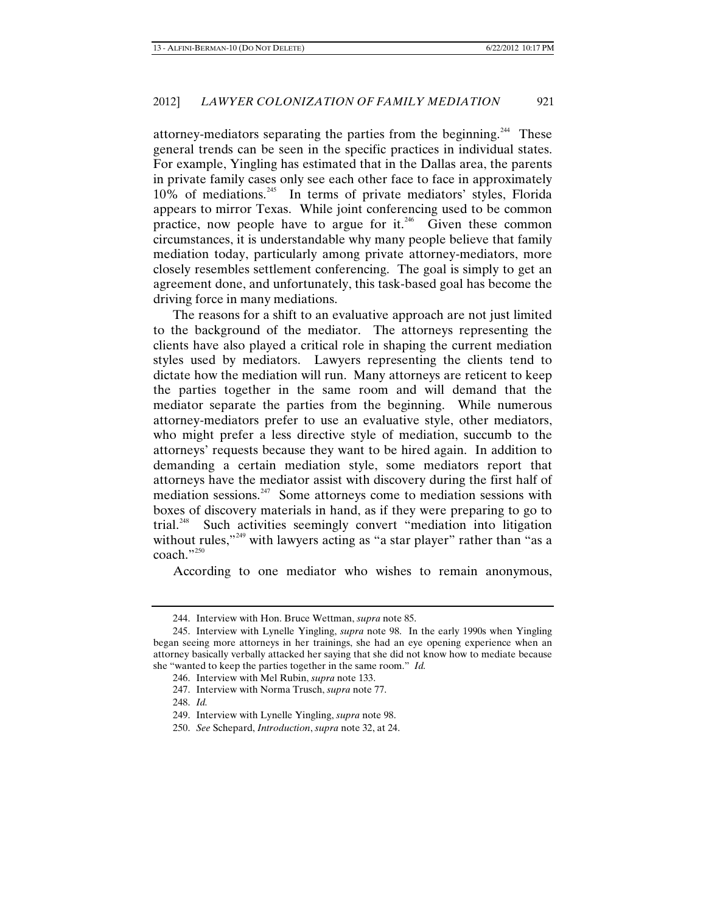attorney-mediators separating the parties from the beginning.[244] These general trends can be seen in the specific practices in individual states. For example, Yingling has estimated that in the Dallas area, the parents in private family cases only see each other face to face in approximately 10% of mediations.[245] In terms of private mediators' styles, Florida appears to mirror Texas. While joint conferencing used to be common practice, now people have to argue for it.[246] Given these common circumstances, it is understandable why many people believe that family mediation today, particularly among private attorney-mediators, more closely resembles settlement conferencing. The goal is simply to get an agreement done, and unfortunately, this task-based goal has become the driving force in many mediations.

The reasons for a shift to an evaluative approach are not just limited to the background of the mediator. The attorneys representing the clients have also played a critical role in shaping the current mediation styles used by mediators. Lawyers representing the clients tend to dictate how the mediation will run. Many attorneys are reticent to keep the parties together in the same room and will demand that the mediator separate the parties from the beginning. While numerous attorney-mediators prefer to use an evaluative style, other mediators, who might prefer a less directive style of mediation, succumb to the attorneys' requests because they want to be hired again. In addition to demanding a certain mediation style, some mediators report that attorneys have the mediator assist with discovery during the first half of mediation sessions.[247] Some attorneys come to mediation sessions with boxes of discovery materials in hand, as if they were preparing to go to trial.[248] Such activities seemingly convert "mediation into litigation without rules,"[249] with lawyers acting as "a star player" rather than "as a coach."[250]

According to one mediator who wishes to remain anonymous,

---

244. Interview with Hon. Bruce Wettman, *supra* note 85.

245. Interview with Lynelle Yingling, *supra* note 98. In the early 1990s when Yingling began seeing more attorneys in her trainings, she had an eye opening experience when an attorney basically verbally attacked her saying that she did not know how to mediate because she "wanted to keep the parties together in the same room." *Id.*

246. Interview with Mel Rubin, *supra* note 133.

247. Interview with Norma Trusch, *supra* note 77.

248. *Id.*

249. Interview with Lynelle Yingling, *supra* note 98.

250. *See* Schepard, *Introduction*, *supra* note 32, at 24.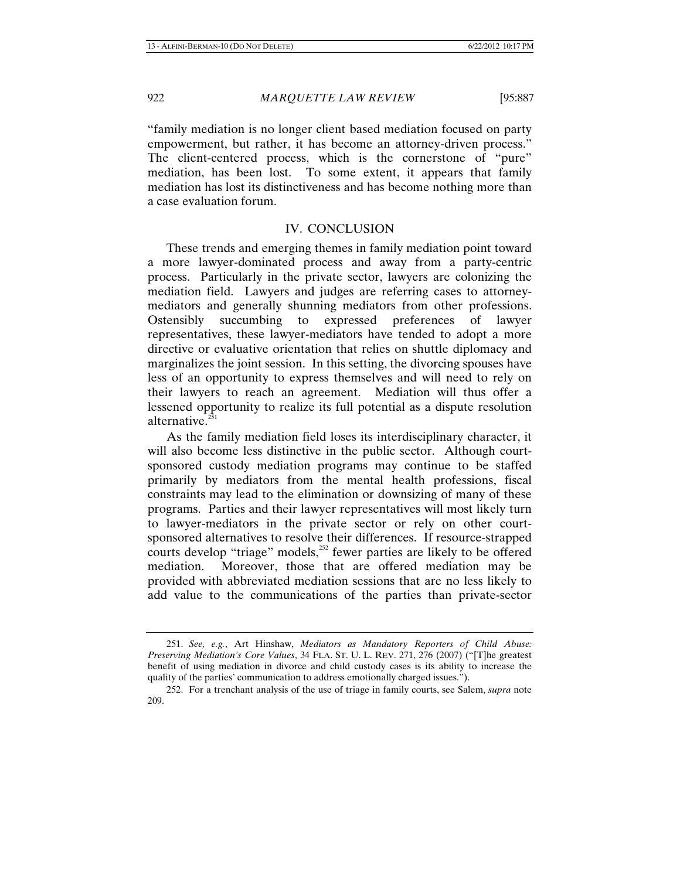"family mediation is no longer client based mediation focused on party empowerment, but rather, it has become an attorney-driven process." The client-centered process, which is the cornerstone of "pure" mediation, has been lost. To some extent, it appears that family mediation has lost its distinctiveness and has become nothing more than a case evaluation forum.

## IV. CONCLUSION

These trends and emerging themes in family mediation point toward a more lawyer-dominated process and away from a party-centric process. Particularly in the private sector, lawyers are colonizing the mediation field. Lawyers and judges are referring cases to attorney-mediators and generally shunning mediators from other professions. Ostensibly succumbing to expressed preferences of lawyer representatives, these lawyer-mediators have tended to adopt a more directive or evaluative orientation that relies on shuttle diplomacy and marginalizes the joint session. In this setting, the divorcing spouses have less of an opportunity to express themselves and will need to rely on their lawyers to reach an agreement. Mediation will thus offer a lessened opportunity to realize its full potential as a dispute resolution alternative.[251]

As the family mediation field loses its interdisciplinary character, it will also become less distinctive in the public sector. Although court-sponsored custody mediation programs may continue to be staffed primarily by mediators from the mental health professions, fiscal constraints may lead to the elimination or downsizing of many of these programs. Parties and their lawyer representatives will most likely turn to lawyer-mediators in the private sector or rely on other court-sponsored alternatives to resolve their differences. If resource-strapped courts develop "triage" models,[252] fewer parties are likely to be offered mediation. Moreover, those that are offered mediation may be provided with abbreviated mediation sessions that are no less likely to add value to the communications of the parties than private-sector

---

251. *See, e.g.*, Art Hinshaw, *Mediators as Mandatory Reporters of Child Abuse: Preserving Mediation's Core Values*, 34 FLA. ST. U. L. REV. 271, 276 (2007) ("[T]he greatest benefit of using mediation in divorce and child custody cases is its ability to increase the quality of the parties' communication to address emotionally charged issues.").

252. For a trenchant analysis of the use of triage in family courts, see Salem, *supra* note 209.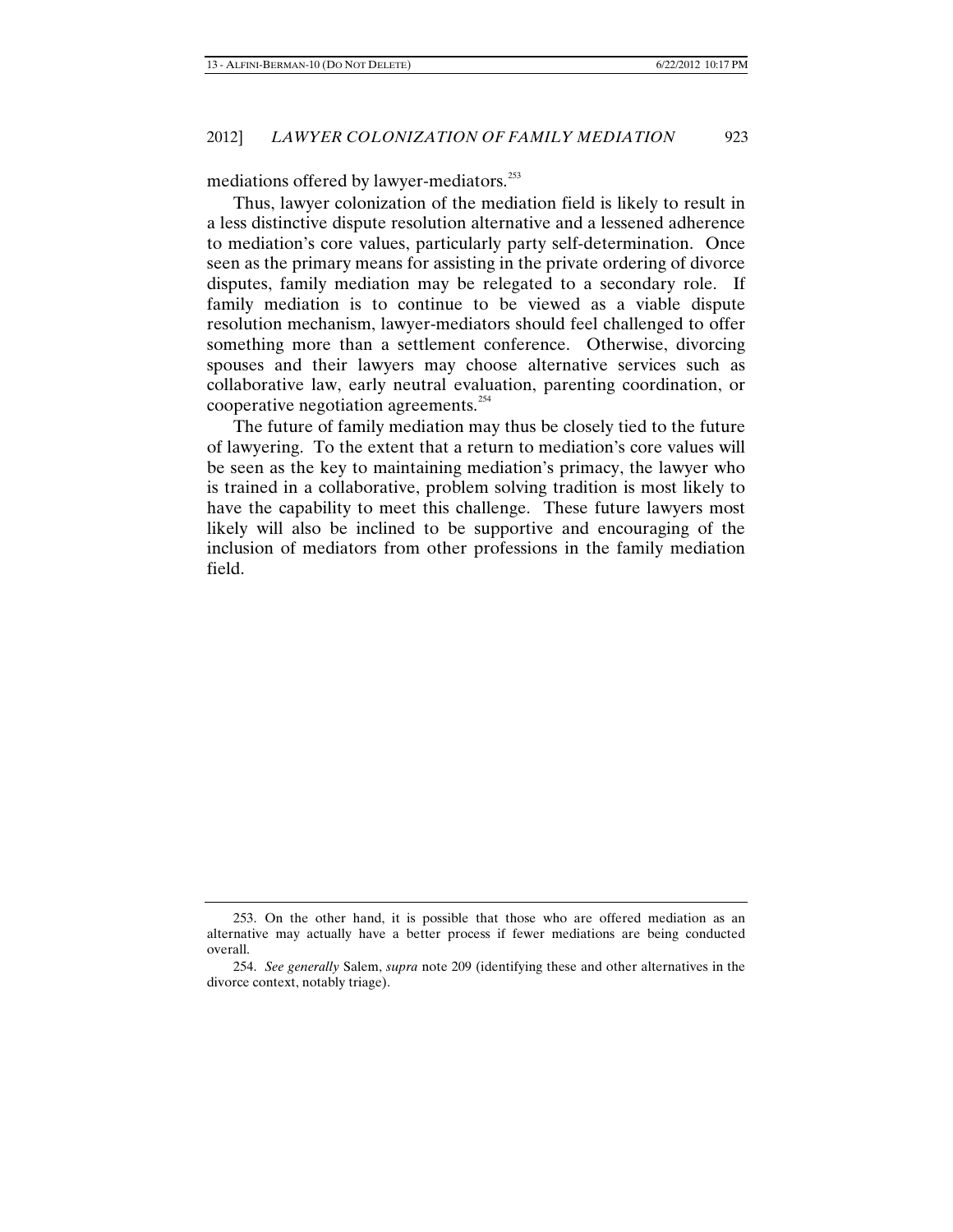mediations offered by lawyer-mediators.[253]

Thus, lawyer colonization of the mediation field is likely to result in a less distinctive dispute resolution alternative and a lessened adherence to mediation's core values, particularly party self-determination. Once seen as the primary means for assisting in the private ordering of divorce disputes, family mediation may be relegated to a secondary role. If family mediation is to continue to be viewed as a viable dispute resolution mechanism, lawyer-mediators should feel challenged to offer something more than a settlement conference. Otherwise, divorcing spouses and their lawyers may choose alternative services such as collaborative law, early neutral evaluation, parenting coordination, or cooperative negotiation agreements.[254]

The future of family mediation may thus be closely tied to the future of lawyering. To the extent that a return to mediation's core values will be seen as the key to maintaining mediation's primacy, the lawyer who is trained in a collaborative, problem solving tradition is most likely to have the capability to meet this challenge. These future lawyers most likely will also be inclined to be supportive and encouraging of the inclusion of mediators from other professions in the family mediation field.

---

253. On the other hand, it is possible that those who are offered mediation as an alternative may actually have a better process if fewer mediations are being conducted overall.

254. *See generally* Salem, *supra* note 209 (identifying these and other alternatives in the divorce context, notably triage).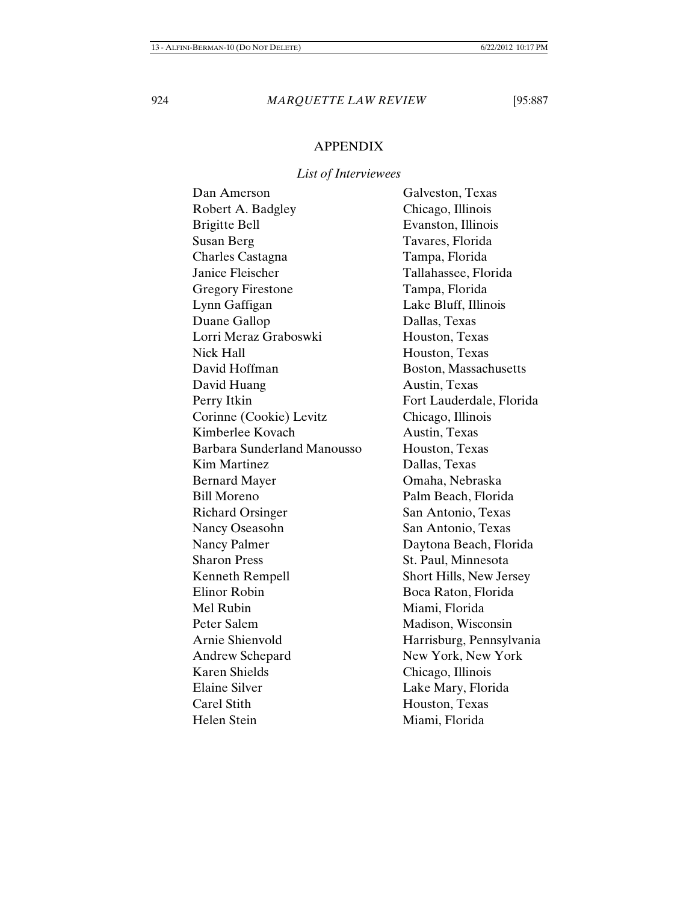## APPENDIX

### *List of Interviewees*

| | |
|---|---|
| Dan Amerson | Galveston, Texas |
| Robert A. Badgley | Chicago, Illinois |
| Brigitte Bell | Evanston, Illinois |
| Susan Berg | Tavares, Florida |
| Charles Castagna | Tampa, Florida |
| Janice Fleischer | Tallahassee, Florida |
| Gregory Firestone | Tampa, Florida |
| Lynn Gaffigan | Lake Bluff, Illinois |
| Duane Gallop | Dallas, Texas |
| Lorri Meraz Graboswki | Houston, Texas |
| Nick Hall | Houston, Texas |
| David Hoffman | Boston, Massachusetts |
| David Huang | Austin, Texas |
| Perry Itkin | Fort Lauderdale, Florida |
| Corinne (Cookie) Levitz | Chicago, Illinois |
| Kimberlee Kovach | Austin, Texas |
| Barbara Sunderland Manousso | Houston, Texas |
| Kim Martinez | Dallas, Texas |
| Bernard Mayer | Omaha, Nebraska |
| Bill Moreno | Palm Beach, Florida |
| Richard Orsinger | San Antonio, Texas |
| Nancy Oseasohn | San Antonio, Texas |
| Nancy Palmer | Daytona Beach, Florida |
| Sharon Press | St. Paul, Minnesota |
| Kenneth Rempell | Short Hills, New Jersey |
| Elinor Robin | Boca Raton, Florida |
| Mel Rubin | Miami, Florida |
| Peter Salem | Madison, Wisconsin |
| Arnie Shienvold | Harrisburg, Pennsylvania |
| Andrew Schepard | New York, New York |
| Karen Shields | Chicago, Illinois |
| Elaine Silver | Lake Mary, Florida |
| Carel Stith | Houston, Texas |
| Helen Stein | Miami, Florida |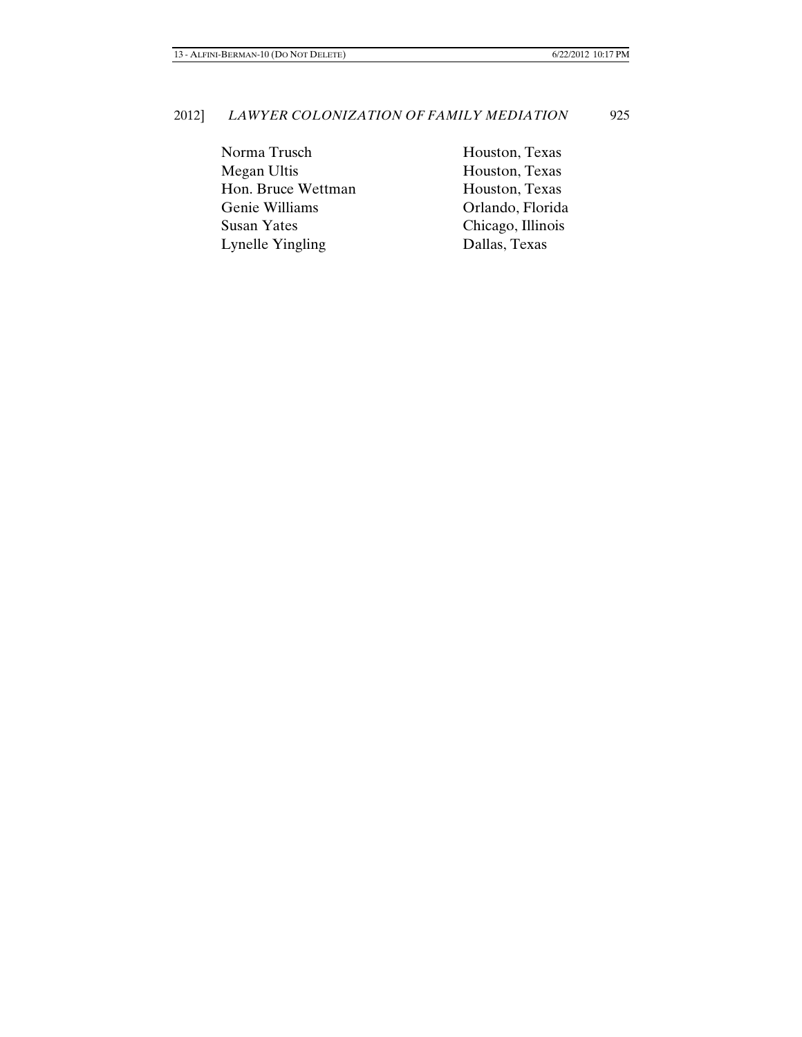| | |
|---|---|
| Norma Trusch | Houston, Texas |
| Megan Ultis | Houston, Texas |
| Hon. Bruce Wettman | Houston, Texas |
| Genie Williams | Orlando, Florida |
| Susan Yates | Chicago, Illinois |
| Lynelle Yingling | Dallas, Texas |